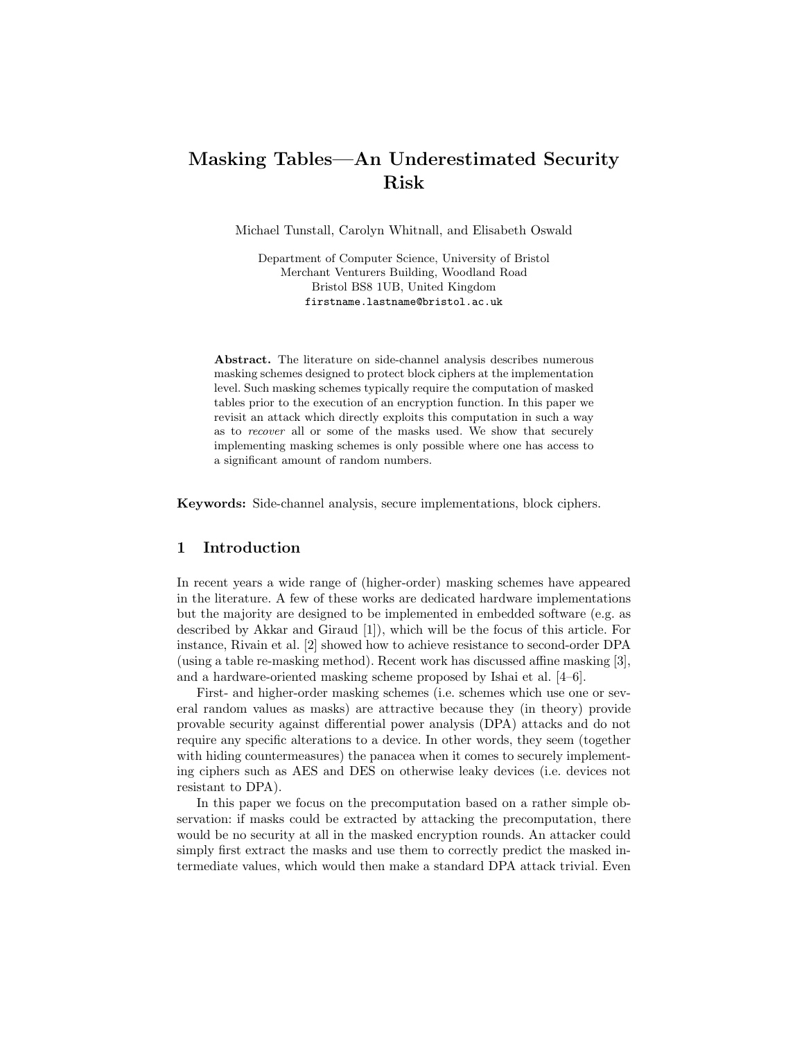# Masking Tables—An Underestimated Security Risk

Michael Tunstall, Carolyn Whitnall, and Elisabeth Oswald

Department of Computer Science, University of Bristol
Merchant Venturers Building, Woodland Road
Bristol BS8 1UB, United Kingdom
firstname.lastname@bristol.ac.uk

**Abstract.** The literature on side-channel analysis describes numerous masking schemes designed to protect block ciphers at the implementation level. Such masking schemes typically require the computation of masked tables prior to the execution of an encryption function. In this paper we revisit an attack which directly exploits this computation in such a way as to *recover* all or some of the masks used. We show that securely implementing masking schemes is only possible where one has access to a significant amount of random numbers.

**Keywords:** Side-channel analysis, secure implementations, block ciphers.

## 1 Introduction

In recent years a wide range of (higher-order) masking schemes have appeared in the literature. A few of these works are dedicated hardware implementations but the majority are designed to be implemented in embedded software (e.g. as described by Akkar and Giraud [1]), which will be the focus of this article. For instance, Rivain et al. [2] showed how to achieve resistance to second-order DPA (using a table re-masking method). Recent work has discussed affine masking [3], and a hardware-oriented masking scheme proposed by Ishai et al. [4–6].

First- and higher-order masking schemes (i.e. schemes which use one or several random values as masks) are attractive because they (in theory) provide provable security against differential power analysis (DPA) attacks and do not require any specific alterations to a device. In other words, they seem (together with hiding countermeasures) the panacea when it comes to securely implementing ciphers such as AES and DES on otherwise leaky devices (i.e. devices not resistant to DPA).

In this paper we focus on the precomputation based on a rather simple observation: if masks could be extracted by attacking the precomputation, there would be no security at all in the masked encryption rounds. An attacker could simply first extract the masks and use them to correctly predict the masked intermediate values, which would then make a standard DPA attack trivial. Even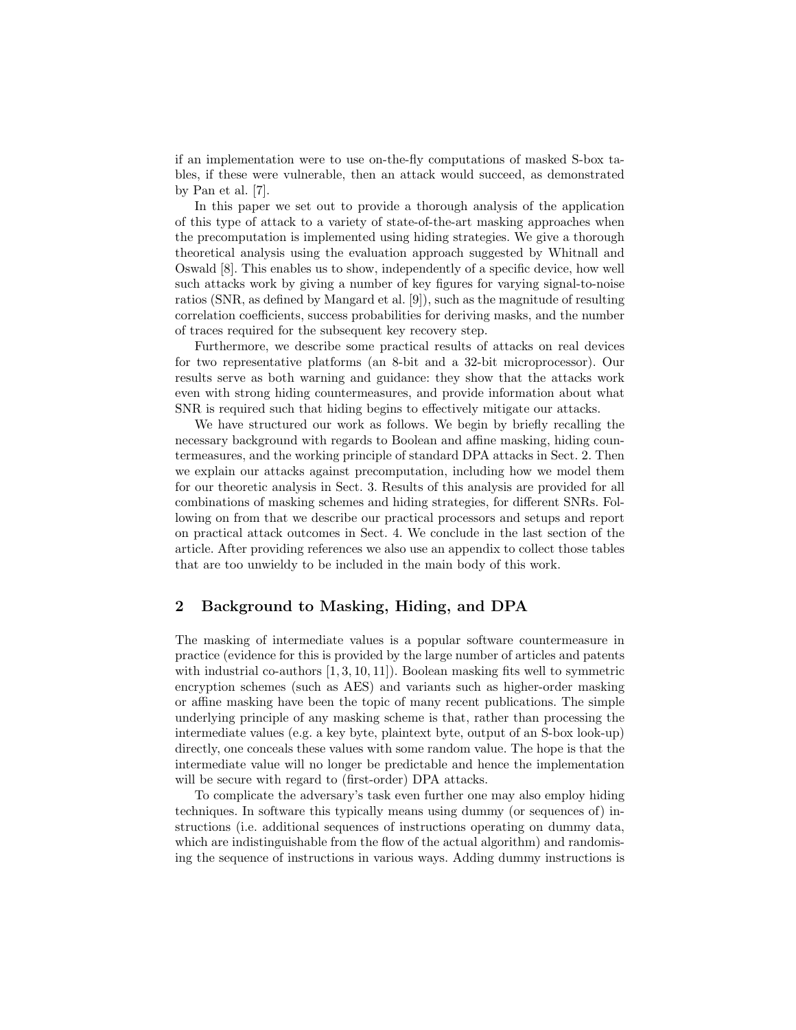if an implementation were to use on-the-fly computations of masked S-box tables, if these were vulnerable, then an attack would succeed, as demonstrated by Pan et al. [7].

In this paper we set out to provide a thorough analysis of the application of this type of attack to a variety of state-of-the-art masking approaches when the precomputation is implemented using hiding strategies. We give a thorough theoretical analysis using the evaluation approach suggested by Whitnall and Oswald [8]. This enables us to show, independently of a specific device, how well such attacks work by giving a number of key figures for varying signal-to-noise ratios (SNR, as defined by Mangard et al. [9]), such as the magnitude of resulting correlation coefficients, success probabilities for deriving masks, and the number of traces required for the subsequent key recovery step.

Furthermore, we describe some practical results of attacks on real devices for two representative platforms (an 8-bit and a 32-bit microprocessor). Our results serve as both warning and guidance: they show that the attacks work even with strong hiding countermeasures, and provide information about what SNR is required such that hiding begins to effectively mitigate our attacks.

We have structured our work as follows. We begin by briefly recalling the necessary background with regards to Boolean and affine masking, hiding countermeasures, and the working principle of standard DPA attacks in Sect. 2. Then we explain our attacks against precomputation, including how we model them for our theoretic analysis in Sect. 3. Results of this analysis are provided for all combinations of masking schemes and hiding strategies, for different SNRs. Following on from that we describe our practical processors and setups and report on practical attack outcomes in Sect. 4. We conclude in the last section of the article. After providing references we also use an appendix to collect those tables that are too unwieldy to be included in the main body of this work.

## 2 Background to Masking, Hiding, and DPA

The masking of intermediate values is a popular software countermeasure in practice (evidence for this is provided by the large number of articles and patents with industrial co-authors [1, 3, 10, 11]). Boolean masking fits well to symmetric encryption schemes (such as AES) and variants such as higher-order masking or affine masking have been the topic of many recent publications. The simple underlying principle of any masking scheme is that, rather than processing the intermediate values (e.g. a key byte, plaintext byte, output of an S-box look-up) directly, one conceals these values with some random value. The hope is that the intermediate value will no longer be predictable and hence the implementation will be secure with regard to (first-order) DPA attacks.

To complicate the adversary's task even further one may also employ hiding techniques. In software this typically means using dummy (or sequences of) instructions (i.e. additional sequences of instructions operating on dummy data, which are indistinguishable from the flow of the actual algorithm) and randomising the sequence of instructions in various ways. Adding dummy instructions is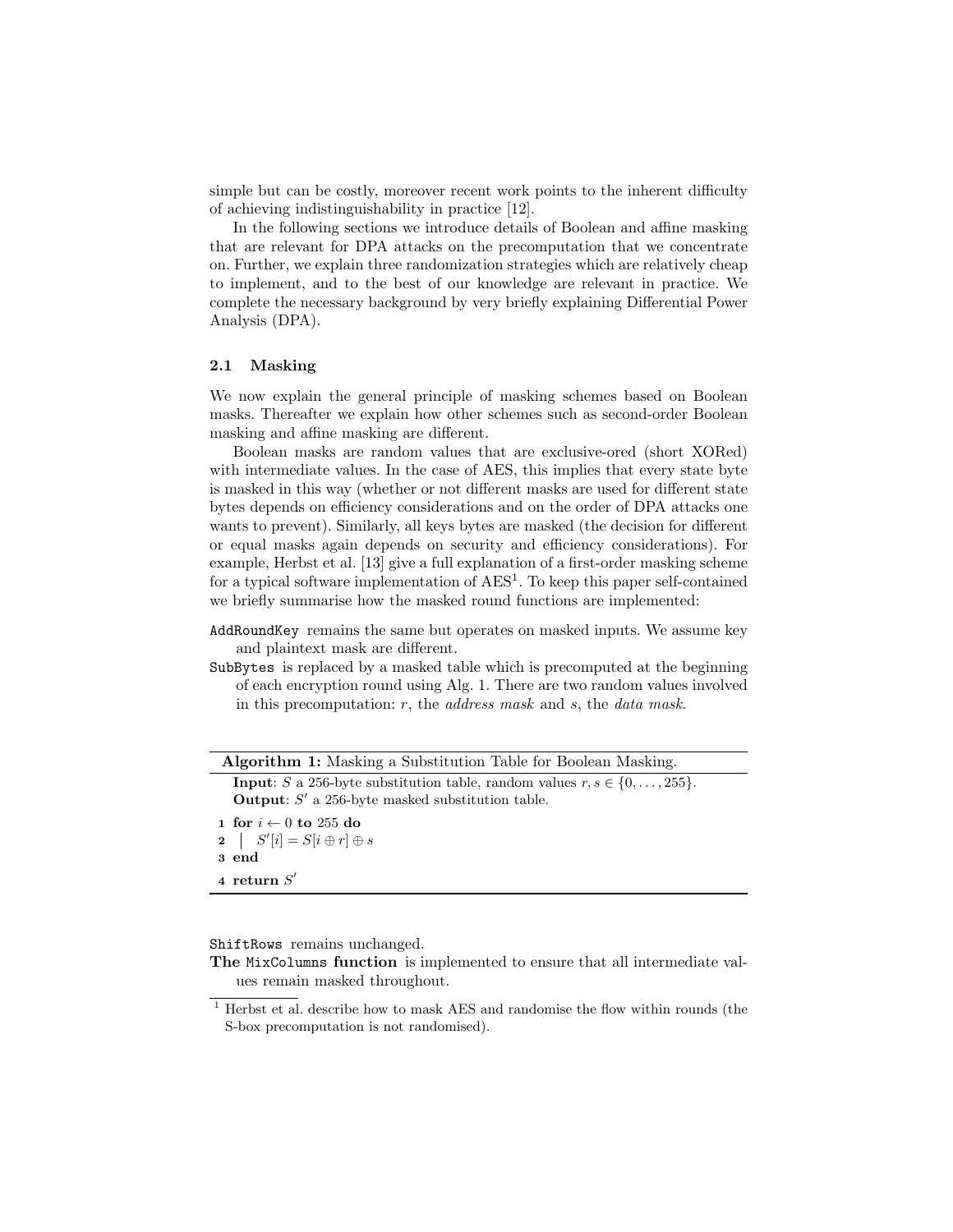simple but can be costly, moreover recent work points to the inherent difficulty of achieving indistinguishability in practice [12].

In the following sections we introduce details of Boolean and affine masking that are relevant for DPA attacks on the precomputation that we concentrate on. Further, we explain three randomization strategies which are relatively cheap to implement, and to the best of our knowledge are relevant in practice. We complete the necessary background by very briefly explaining Differential Power Analysis (DPA).

### 2.1 Masking

We now explain the general principle of masking schemes based on Boolean masks. Thereafter we explain how other schemes such as second-order Boolean masking and affine masking are different.

Boolean masks are random values that are exclusive-ored (short XORed) with intermediate values. In the case of AES, this implies that every state byte is masked in this way (whether or not different masks are used for different state bytes depends on efficiency considerations and on the order of DPA attacks one wants to prevent). Similarly, all keys bytes are masked (the decision for different or equal masks again depends on security and efficiency considerations). For example, Herbst et al. [13] give a full explanation of a first-order masking scheme for a typical software implementation of AES[1]. To keep this paper self-contained we briefly summarise how the masked round functions are implemented:

- `AddRoundKey` remains the same but operates on masked inputs. We assume key and plaintext mask are different.
- `SubBytes` is replaced by a masked table which is precomputed at the beginning of each encryption round using Alg. 1. There are two random values involved in this precomputation: $r$, the *address mask* and $s$, the *data mask*.

**Algorithm 1:** Masking a Substitution Table for Boolean Masking.

**Input**: $S$ a 256-byte substitution table, random values $r, s \in \{0, \ldots, 255\}$.
**Output**: $S'$ a 256-byte masked substitution table.

```
1 for i ← 0 to 255 do
2 |   S'[i] = S[i ⊕ r] ⊕ s
3 end
4 return S'
```

- `ShiftRows` remains unchanged.
- **The `MixColumns` function** is implemented to ensure that all intermediate values remain masked throughout.

[1] Herbst et al. describe how to mask AES and randomise the flow within rounds (the S-box precomputation is not randomised).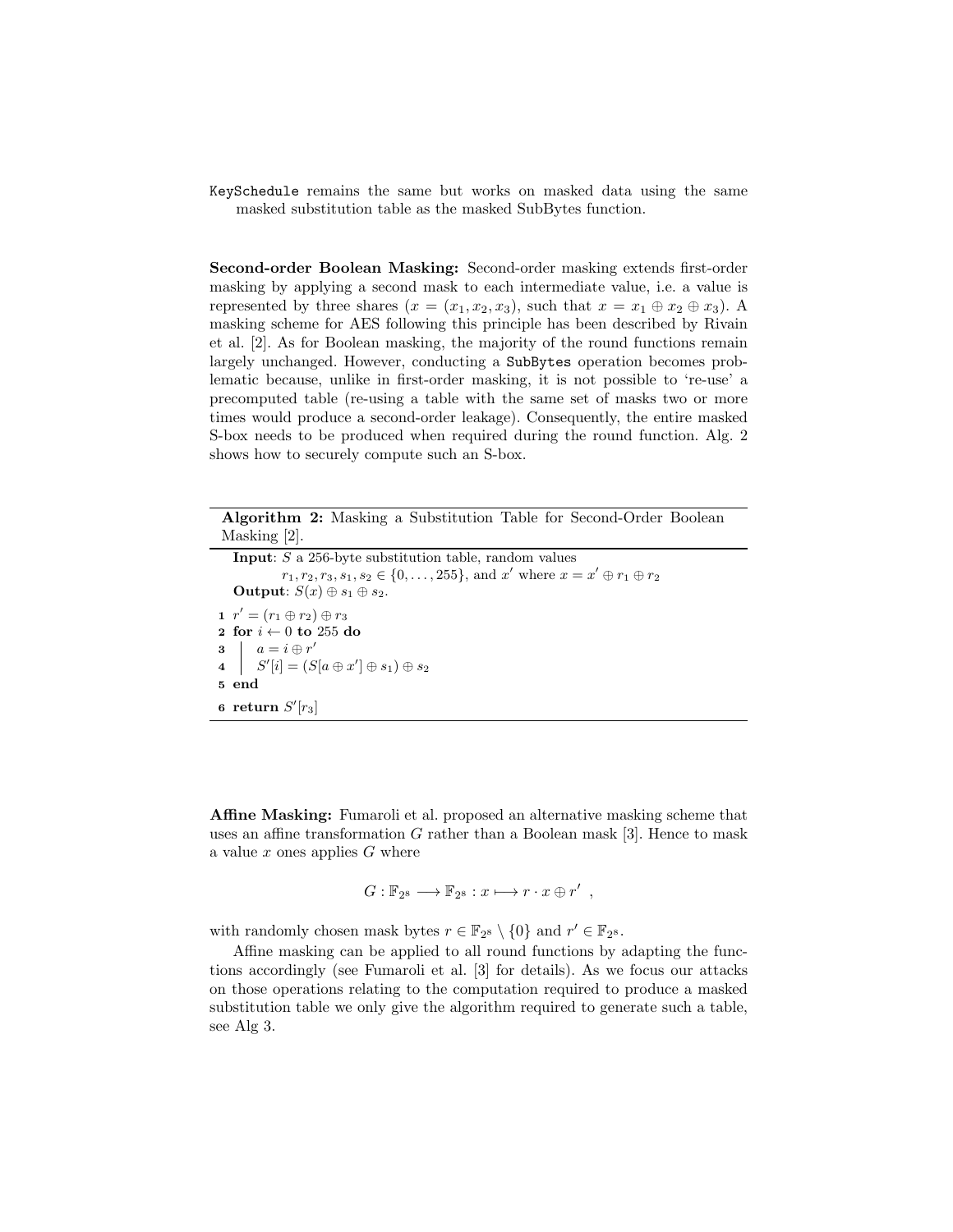`KeySchedule` remains the same but works on masked data using the same masked substitution table as the masked SubBytes function.

**Second-order Boolean Masking:** Second-order masking extends first-order masking by applying a second mask to each intermediate value, i.e. a value is represented by three shares ($x = (x_1, x_2, x_3)$, such that $x = x_1 \oplus x_2 \oplus x_3$). A masking scheme for AES following this principle has been described by Rivain et al. [2]. As for Boolean masking, the majority of the round functions remain largely unchanged. However, conducting a `SubBytes` operation becomes problematic because, unlike in first-order masking, it is not possible to 're-use' a precomputed table (re-using a table with the same set of masks two or more times would produce a second-order leakage). Consequently, the entire masked S-box needs to be produced when required during the round function. Alg. 2 shows how to securely compute such an S-box.

---

**Algorithm 2:** Masking a Substitution Table for Second-Order Boolean Masking [2].

---

**Input**: $S$ a 256-byte substitution table, random values $r_1, r_2, r_3, s_1, s_2 \in \{0, \ldots, 255\}$, and $x'$ where $x = x' \oplus r_1 \oplus r_2$
**Output**: $S(x) \oplus s_1 \oplus s_2$.

```
1 r' = (r1 ⊕ r2) ⊕ r3
2 for i ← 0 to 255 do
3 |   a = i ⊕ r'
4 |   S'[i] = (S[a ⊕ x'] ⊕ s1) ⊕ s2
5 end
6 return S'[r3]
```

---

**Affine Masking:** Fumaroli et al. proposed an alternative masking scheme that uses an affine transformation $G$ rather than a Boolean mask [3]. Hence to mask a value $x$ ones applies $G$ where

$$G : \mathbb{F}_{2^8} \longrightarrow \mathbb{F}_{2^8} : x \longmapsto r \cdot x \oplus r' \ ,$$

with randomly chosen mask bytes $r \in \mathbb{F}_{2^8} \setminus \{0\}$ and $r' \in \mathbb{F}_{2^8}$.

Affine masking can be applied to all round functions by adapting the functions accordingly (see Fumaroli et al. [3] for details). As we focus our attacks on those operations relating to the computation required to produce a masked substitution table we only give the algorithm required to generate such a table, see Alg 3.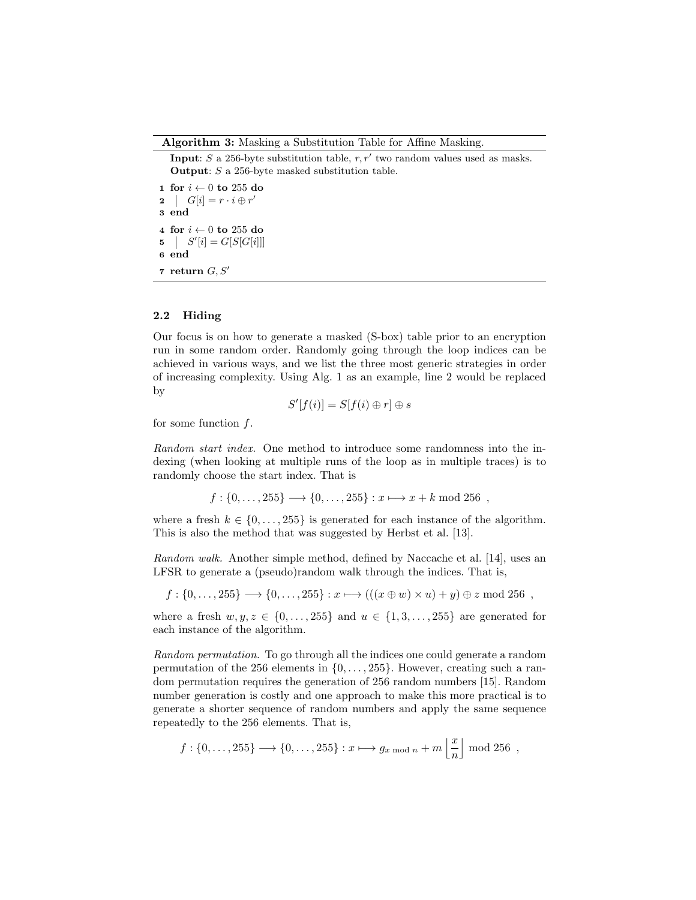**Algorithm 3:** Masking a Substitution Table for Affine Masking.

**Input**: $S$ a 256-byte substitution table, $r, r'$ two random values used as masks.
**Output**: $S$ a 256-byte masked substitution table.

```
1 for i ← 0 to 255 do
2 |   G[i] = r · i ⊕ r'
3 end
4 for i ← 0 to 255 do
5 |   S'[i] = G[S[G[i]]]
6 end
7 return G, S'
```

### 2.2 Hiding

Our focus is on how to generate a masked (S-box) table prior to an encryption run in some random order. Randomly going through the loop indices can be achieved in various ways, and we list the three most generic strategies in order of increasing complexity. Using Alg. 1 as an example, line 2 would be replaced by

$$S'[f(i)] = S[f(i) \oplus r] \oplus s$$

for some function $f$.

*Random start index.* One method to introduce some randomness into the indexing (when looking at multiple runs of the loop as in multiple traces) is to randomly choose the start index. That is

$$f : \{0, \ldots, 255\} \longrightarrow \{0, \ldots, 255\} : x \longmapsto x + k \bmod 256 \ ,$$

where a fresh $k \in \{0, \ldots, 255\}$ is generated for each instance of the algorithm. This is also the method that was suggested by Herbst et al. [13].

*Random walk.* Another simple method, defined by Naccache et al. [14], uses an LFSR to generate a (pseudo)random walk through the indices. That is,

$$f : \{0, \ldots, 255\} \longrightarrow \{0, \ldots, 255\} : x \longmapsto (((x \oplus w) \times u) + y) \oplus z \bmod 256 \ ,$$

where a fresh $w, y, z \in \{0, \ldots, 255\}$ and $u \in \{1, 3, \ldots, 255\}$ are generated for each instance of the algorithm.

*Random permutation.* To go through all the indices one could generate a random permutation of the 256 elements in $\{0, \ldots, 255\}$. However, creating such a random permutation requires the generation of 256 random numbers [15]. Random number generation is costly and one approach to make this more practical is to generate a shorter sequence of random numbers and apply the same sequence repeatedly to the 256 elements. That is,

$$f : \{0, \ldots, 255\} \longrightarrow \{0, \ldots, 255\} : x \longmapsto g_{x \bmod n} + m \left\lfloor \frac{x}{n} \right\rfloor \bmod 256 \ ,$$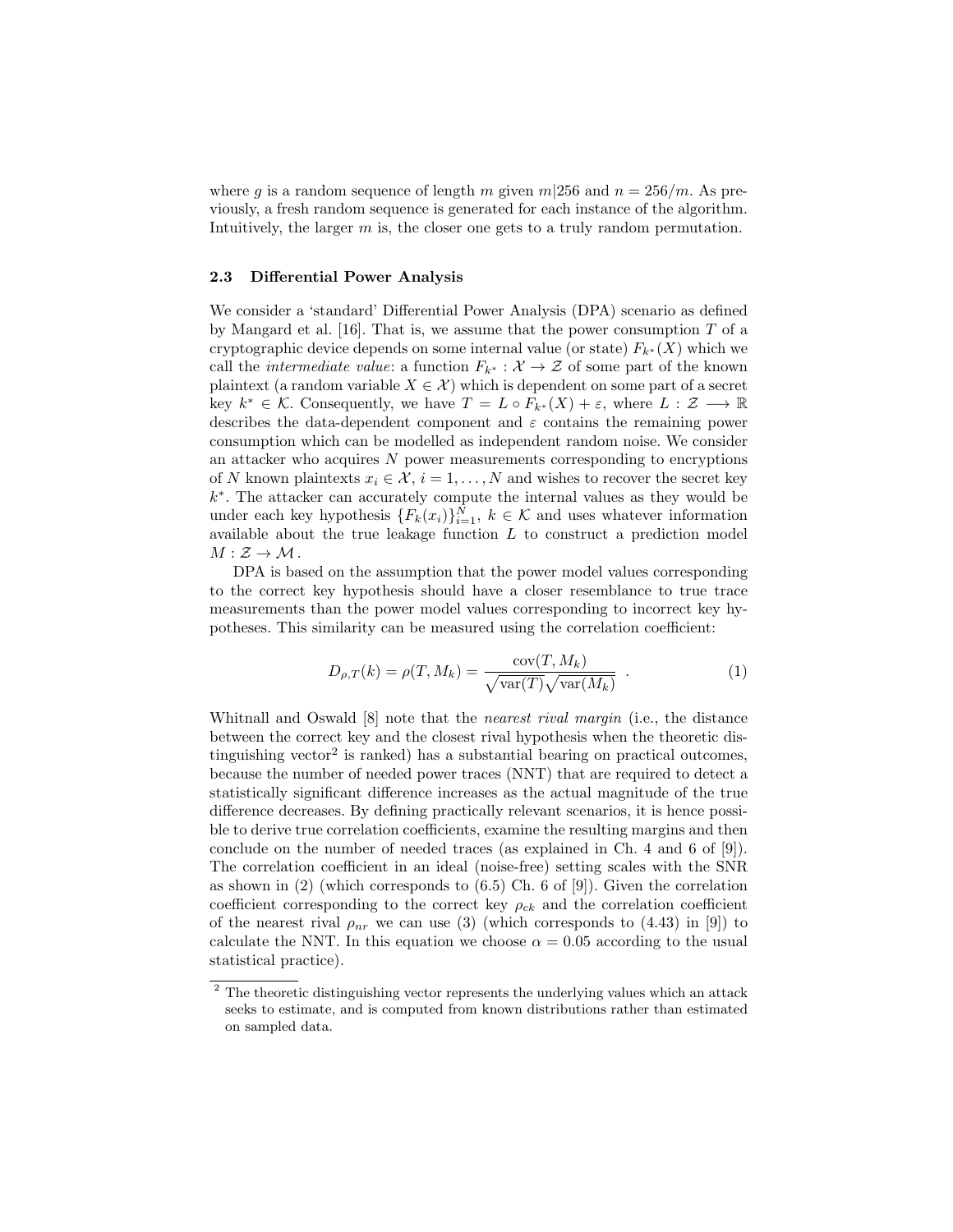where $g$ is a random sequence of length $m$ given $m|256$ and $n = 256/m$. As previously, a fresh random sequence is generated for each instance of the algorithm. Intuitively, the larger $m$ is, the closer one gets to a truly random permutation.

### 2.3 Differential Power Analysis

We consider a 'standard' Differential Power Analysis (DPA) scenario as defined by Mangard et al. [16]. That is, we assume that the power consumption $T$ of a cryptographic device depends on some internal value (or state) $F_{k^*}(X)$ which we call the *intermediate value*: a function $F_{k^*} : \mathcal{X} \to \mathcal{Z}$ of some part of the known plaintext (a random variable $X \in \mathcal{X}$) which is dependent on some part of a secret key $k^* \in \mathcal{K}$. Consequently, we have $T = L \circ F_{k^*}(X) + \varepsilon$, where $L : \mathcal{Z} \longrightarrow \mathbb{R}$ describes the data-dependent component and $\varepsilon$ contains the remaining power consumption which can be modelled as independent random noise. We consider an attacker who acquires $N$ power measurements corresponding to encryptions of $N$ known plaintexts $x_i \in \mathcal{X}$, $i = 1, \ldots, N$ and wishes to recover the secret key $k^*$. The attacker can accurately compute the internal values as they would be under each key hypothesis $\{F_k(x_i)\}_{i=1}^{N}$, $k \in \mathcal{K}$ and uses whatever information available about the true leakage function $L$ to construct a prediction model $M : \mathcal{Z} \to \mathcal{M}$.

DPA is based on the assumption that the power model values corresponding to the correct key hypothesis should have a closer resemblance to true trace measurements than the power model values corresponding to incorrect key hypotheses. This similarity can be measured using the correlation coefficient:

$$D_{\rho,T}(k) = \rho(T, M_k) = \frac{\text{cov}(T, M_k)}{\sqrt{\text{var}(T)}\sqrt{\text{var}(M_k)}} \quad . \tag{1}$$

Whitnall and Oswald [8] note that the *nearest rival margin* (i.e., the distance between the correct key and the closest rival hypothesis when the theoretic distinguishing vector[2] is ranked) has a substantial bearing on practical outcomes, because the number of needed power traces (NNT) that are required to detect a statistically significant difference increases as the actual magnitude of the true difference decreases. By defining practically relevant scenarios, it is hence possible to derive true correlation coefficients, examine the resulting margins and then conclude on the number of needed traces (as explained in Ch. 4 and 6 of [9]). The correlation coefficient in an ideal (noise-free) setting scales with the SNR as shown in (2) (which corresponds to (6.5) Ch. 6 of [9]). Given the correlation coefficient corresponding to the correct key $\rho_{ck}$ and the correlation coefficient of the nearest rival $\rho_{nr}$ we can use (3) (which corresponds to (4.43) in [9]) to calculate the NNT. In this equation we choose $\alpha = 0.05$ according to the usual statistical practice).

[2] The theoretic distinguishing vector represents the underlying values which an attack seeks to estimate, and is computed from known distributions rather than estimated on sampled data.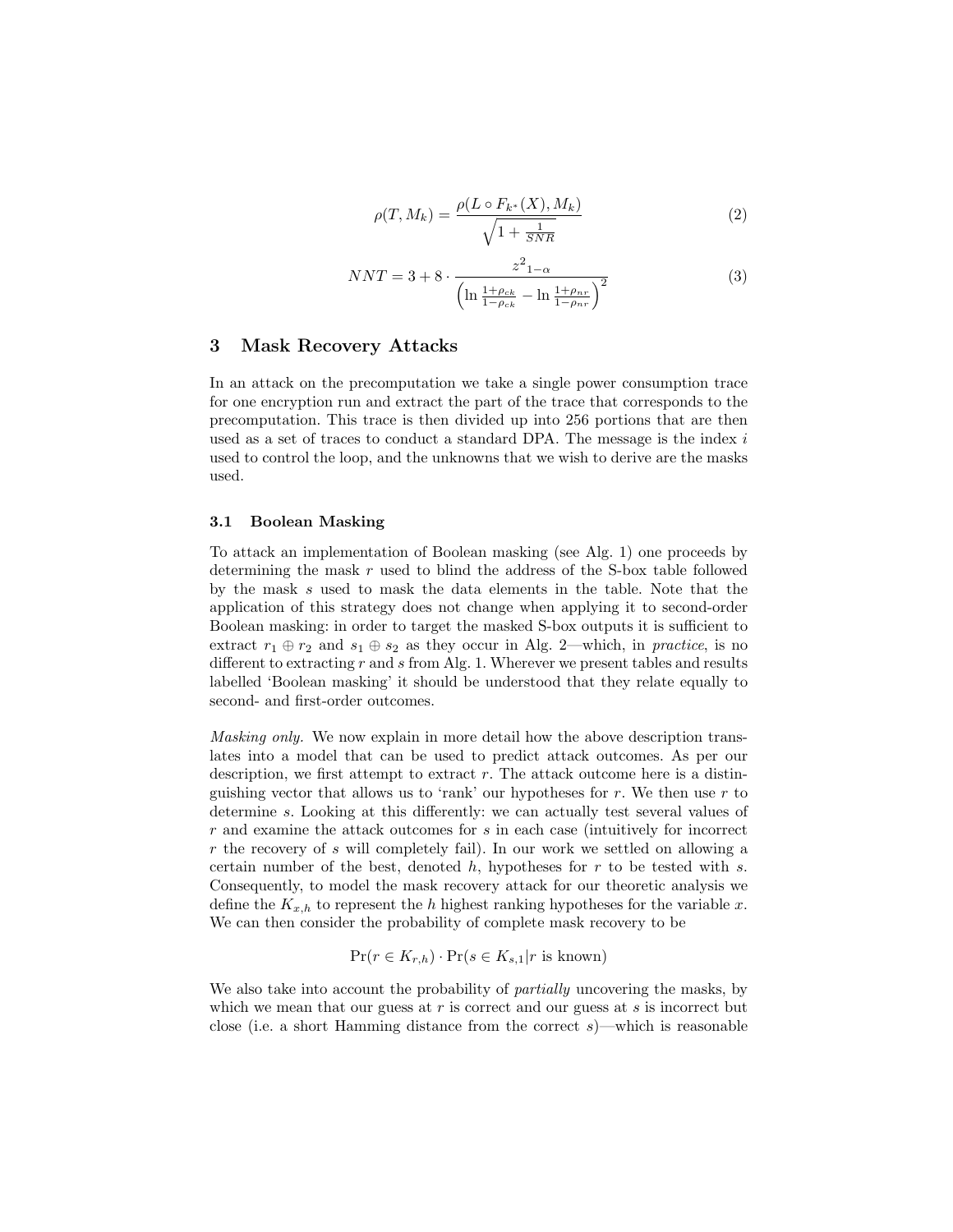$$\rho(T, M_k) = \frac{\rho(L \circ F_{k^*}(X), M_k)}{\sqrt{1 + \frac{1}{SNR}}} \tag{2}$$

$$NNT = 3 + 8 \cdot \frac{{z^2}_{1-\alpha}}{\left(\ln \frac{1+\rho_{ck}}{1-\rho_{ck}} - \ln \frac{1+\rho_{nr}}{1-\rho_{nr}}\right)^2} \tag{3}$$

## 3 Mask Recovery Attacks

In an attack on the precomputation we take a single power consumption trace for one encryption run and extract the part of the trace that corresponds to the precomputation. This trace is then divided up into 256 portions that are then used as a set of traces to conduct a standard DPA. The message is the index $i$ used to control the loop, and the unknowns that we wish to derive are the masks used.

### 3.1 Boolean Masking

To attack an implementation of Boolean masking (see Alg. 1) one proceeds by determining the mask $r$ used to blind the address of the S-box table followed by the mask $s$ used to mask the data elements in the table. Note that the application of this strategy does not change when applying it to second-order Boolean masking: in order to target the masked S-box outputs it is sufficient to extract $r_1 \oplus r_2$ and $s_1 \oplus s_2$ as they occur in Alg. 2—which, in *practice*, is no different to extracting $r$ and $s$ from Alg. 1. Wherever we present tables and results labelled 'Boolean masking' it should be understood that they relate equally to second- and first-order outcomes.

*Masking only.* We now explain in more detail how the above description translates into a model that can be used to predict attack outcomes. As per our description, we first attempt to extract $r$. The attack outcome here is a distinguishing vector that allows us to 'rank' our hypotheses for $r$. We then use $r$ to determine $s$. Looking at this differently: we can actually test several values of $r$ and examine the attack outcomes for $s$ in each case (intuitively for incorrect $r$ the recovery of $s$ will completely fail). In our work we settled on allowing a certain number of the best, denoted $h$, hypotheses for $r$ to be tested with $s$. Consequently, to model the mask recovery attack for our theoretic analysis we define the $K_{x,h}$ to represent the $h$ highest ranking hypotheses for the variable $x$. We can then consider the probability of complete mask recovery to be

$$\Pr(r \in K_{r,h}) \cdot \Pr(s \in K_{s,1} | r \text{ is known})$$

We also take into account the probability of *partially* uncovering the masks, by which we mean that our guess at $r$ is correct and our guess at $s$ is incorrect but close (i.e. a short Hamming distance from the correct $s$)—which is reasonable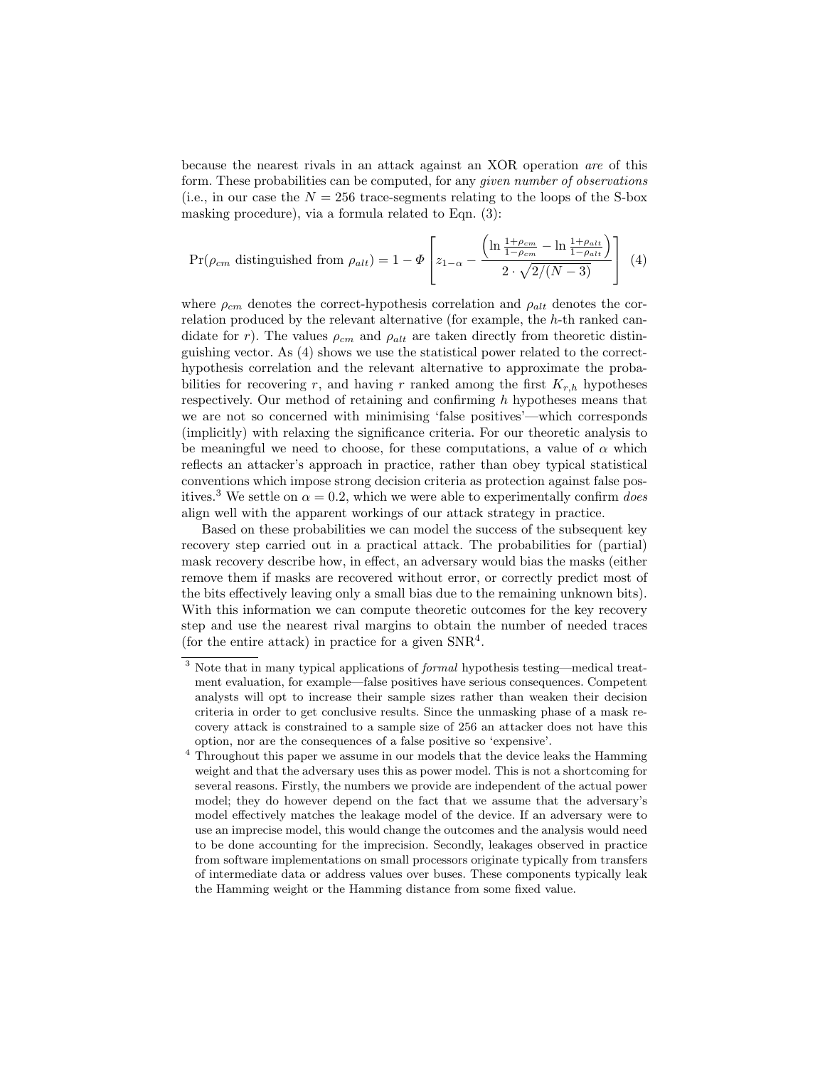because the nearest rivals in an attack against an XOR operation *are* of this form. These probabilities can be computed, for any *given number of observations* (i.e., in our case the $N = 256$ trace-segments relating to the loops of the S-box masking procedure), via a formula related to Eqn. (3):

$$\Pr(\rho_{cm} \text{ distinguished from } \rho_{alt}) = 1 - \Phi\left[z_{1-\alpha} - \frac{\left(\ln\frac{1+\rho_{cm}}{1-\rho_{cm}} - \ln\frac{1+\rho_{alt}}{1-\rho_{alt}}\right)}{2 \cdot \sqrt{2/(N-3)}}\right] \quad (4)$$

where $\rho_{cm}$ denotes the correct-hypothesis correlation and $\rho_{alt}$ denotes the correlation produced by the relevant alternative (for example, the $h$-th ranked candidate for $r$). The values $\rho_{cm}$ and $\rho_{alt}$ are taken directly from theoretic distinguishing vector. As (4) shows we use the statistical power related to the correct-hypothesis correlation and the relevant alternative to approximate the probabilities for recovering $r$, and having $r$ ranked among the first $K_{r,h}$ hypotheses respectively. Our method of retaining and confirming $h$ hypotheses means that we are not so concerned with minimising 'false positives'—which corresponds (implicitly) with relaxing the significance criteria. For our theoretic analysis to be meaningful we need to choose, for these computations, a value of $\alpha$ which reflects an attacker's approach in practice, rather than obey typical statistical conventions which impose strong decision criteria as protection against false positives.[3] We settle on $\alpha = 0.2$, which we were able to experimentally confirm *does* align well with the apparent workings of our attack strategy in practice.

Based on these probabilities we can model the success of the subsequent key recovery step carried out in a practical attack. The probabilities for (partial) mask recovery describe how, in effect, an adversary would bias the masks (either remove them if masks are recovered without error, or correctly predict most of the bits effectively leaving only a small bias due to the remaining unknown bits). With this information we can compute theoretic outcomes for the key recovery step and use the nearest rival margins to obtain the number of needed traces (for the entire attack) in practice for a given SNR[4].

[3] Note that in many typical applications of *formal* hypothesis testing—medical treatment evaluation, for example—false positives have serious consequences. Competent analysts will opt to increase their sample sizes rather than weaken their decision criteria in order to get conclusive results. Since the unmasking phase of a mask recovery attack is constrained to a sample size of 256 an attacker does not have this option, nor are the consequences of a false positive so 'expensive'.

[4] Throughout this paper we assume in our models that the device leaks the Hamming weight and that the adversary uses this as power model. This is not a shortcoming for several reasons. Firstly, the numbers we provide are independent of the actual power model; they do however depend on the fact that we assume that the adversary's model effectively matches the leakage model of the device. If an adversary were to use an imprecise model, this would change the outcomes and the analysis would need to be done accounting for the imprecision. Secondly, leakages observed in practice from software implementations on small processors originate typically from transfers of intermediate data or address values over buses. These components typically leak the Hamming weight or the Hamming distance from some fixed value.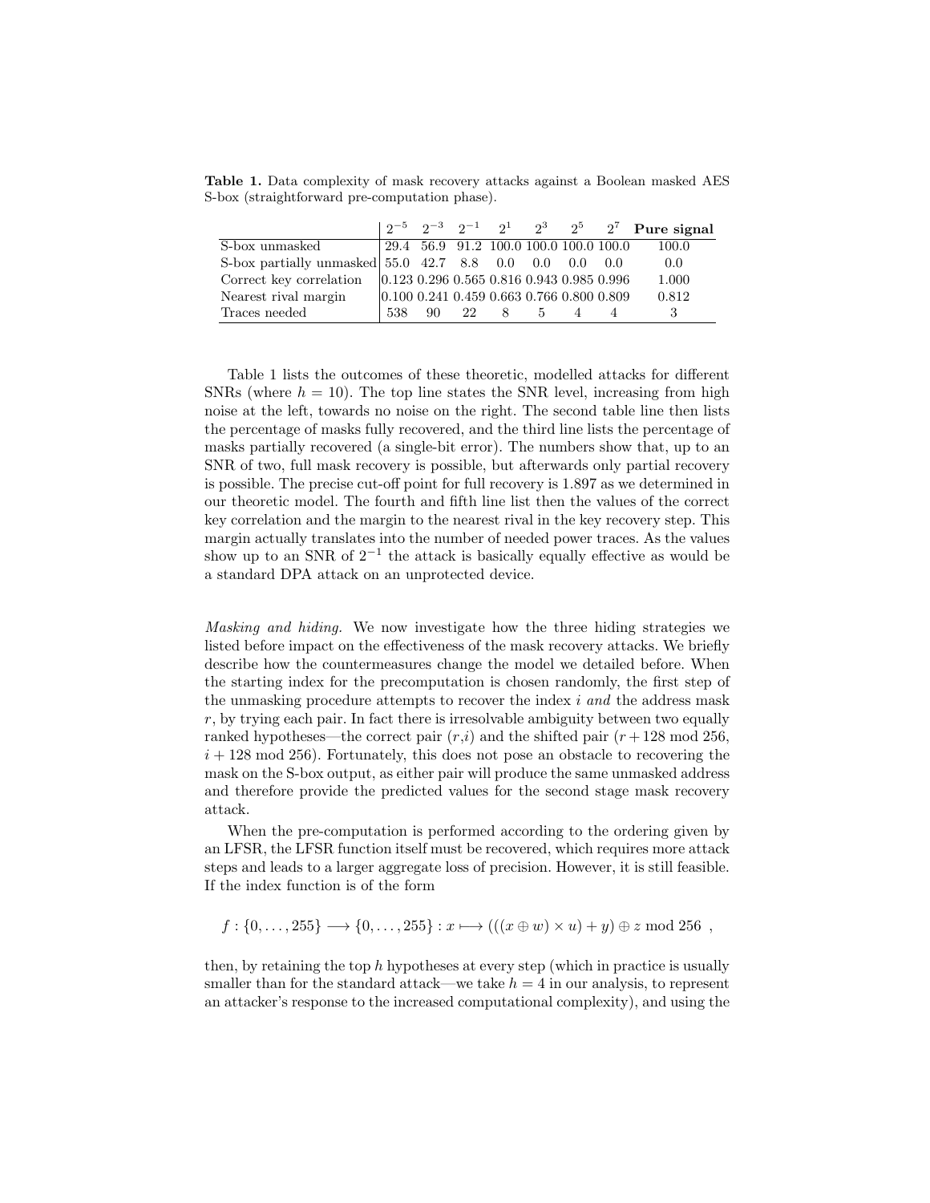**Table 1.** Data complexity of mask recovery attacks against a Boolean masked AES S-box (straightforward pre-computation phase).

| | $2^{-5}$ | $2^{-3}$ | $2^{-1}$ | $2^{1}$ | $2^{3}$ | $2^{5}$ | $2^{7}$ | **Pure signal** |
|---|---|---|---|---|---|---|---|---|
| S-box unmasked | 29.4 | 56.9 | 91.2 | 100.0 | 100.0 | 100.0 | 100.0 | 100.0 |
| S-box partially unmasked | 55.0 | 42.7 | 8.8 | 0.0 | 0.0 | 0.0 | 0.0 | 0.0 |
| Correct key correlation | 0.123 | 0.296 | 0.565 | 0.816 | 0.943 | 0.985 | 0.996 | 1.000 |
| Nearest rival margin | 0.100 | 0.241 | 0.459 | 0.663 | 0.766 | 0.800 | 0.809 | 0.812 |
| Traces needed | 538 | 90 | 22 | 8 | 5 | 4 | 4 | 3 |

Table 1 lists the outcomes of these theoretic, modelled attacks for different SNRs (where $h = 10$). The top line states the SNR level, increasing from high noise at the left, towards no noise on the right. The second table line then lists the percentage of masks fully recovered, and the third line lists the percentage of masks partially recovered (a single-bit error). The numbers show that, up to an SNR of two, full mask recovery is possible, but afterwards only partial recovery is possible. The precise cut-off point for full recovery is 1.897 as we determined in our theoretic model. The fourth and fifth line list then the values of the correct key correlation and the margin to the nearest rival in the key recovery step. This margin actually translates into the number of needed power traces. As the values show up to an SNR of $2^{-1}$ the attack is basically equally effective as would be a standard DPA attack on an unprotected device.

*Masking and hiding.* We now investigate how the three hiding strategies we listed before impact on the effectiveness of the mask recovery attacks. We briefly describe how the countermeasures change the model we detailed before. When the starting index for the precomputation is chosen randomly, the first step of the unmasking procedure attempts to recover the index $i$ *and* the address mask $r$, by trying each pair. In fact there is irresolvable ambiguity between two equally ranked hypotheses—the correct pair $(r,i)$ and the shifted pair $(r + 128 \bmod 256, i + 128 \bmod 256)$. Fortunately, this does not pose an obstacle to recovering the mask on the S-box output, as either pair will produce the same unmasked address and therefore provide the predicted values for the second stage mask recovery attack.

When the pre-computation is performed according to the ordering given by an LFSR, the LFSR function itself must be recovered, which requires more attack steps and leads to a larger aggregate loss of precision. However, it is still feasible. If the index function is of the form

$$f : \{0, \ldots, 255\} \longrightarrow \{0, \ldots, 255\} : x \longmapsto (((x \oplus w) \times u) + y) \oplus z \bmod 256 \ ,$$

then, by retaining the top $h$ hypotheses at every step (which in practice is usually smaller than for the standard attack—we take $h = 4$ in our analysis, to represent an attacker's response to the increased computational complexity), and using the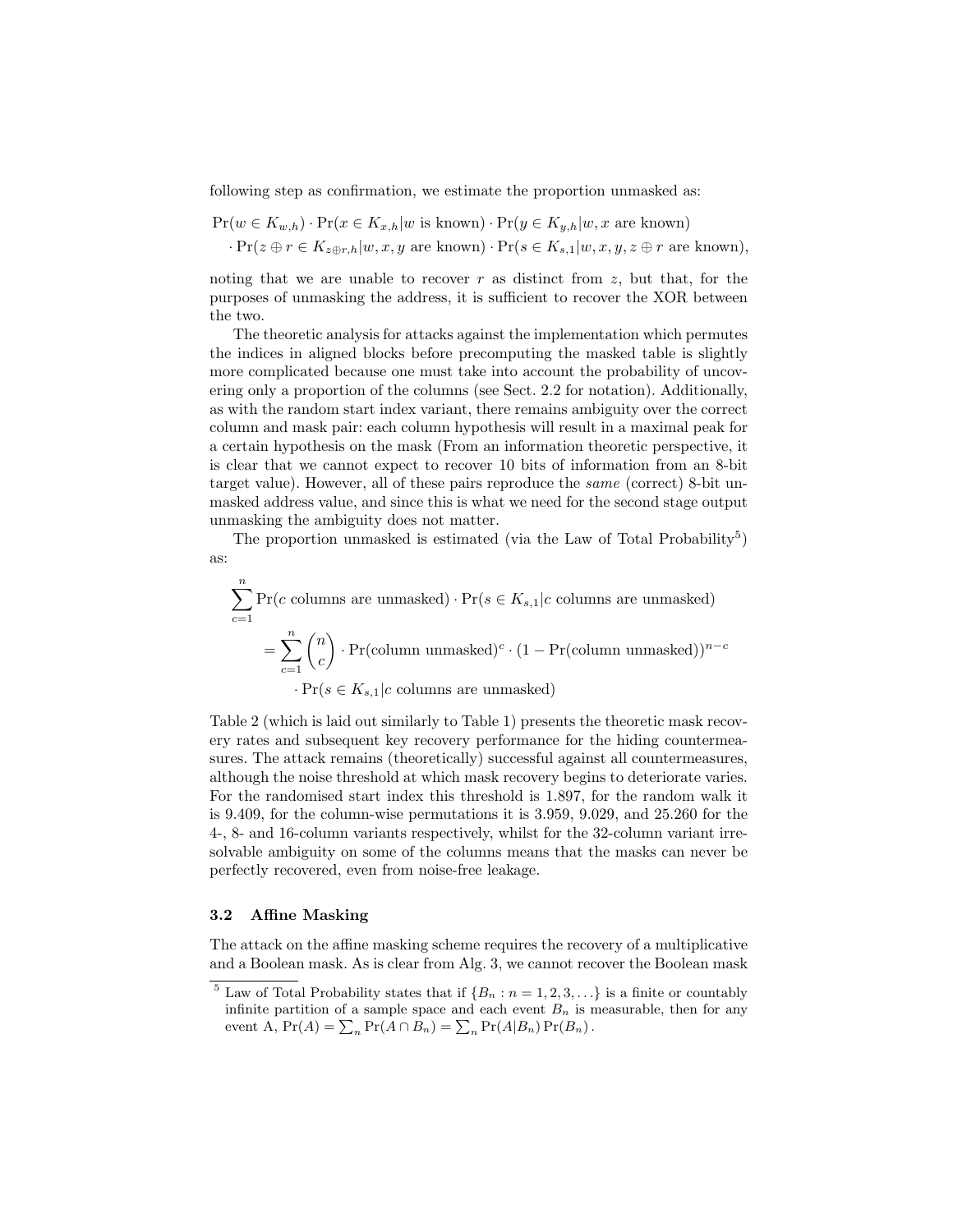following step as confirmation, we estimate the proportion unmasked as:

$$
\begin{aligned}
&\Pr(w \in K_{w,h}) \cdot \Pr(x \in K_{x,h} | w \text{ is known}) \cdot \Pr(y \in K_{y,h} | w, x \text{ are known}) \\
&\cdot \Pr(z \oplus r \in K_{z \oplus r,h} | w, x, y \text{ are known}) \cdot \Pr(s \in K_{s,1} | w, x, y, z \oplus r \text{ are known}),
\end{aligned}
$$

noting that we are unable to recover $r$ as distinct from $z$, but that, for the purposes of unmasking the address, it is sufficient to recover the XOR between the two.

The theoretic analysis for attacks against the implementation which permutes the indices in aligned blocks before precomputing the masked table is slightly more complicated because one must take into account the probability of uncovering only a proportion of the columns (see Sect. 2.2 for notation). Additionally, as with the random start index variant, there remains ambiguity over the correct column and mask pair: each column hypothesis will result in a maximal peak for a certain hypothesis on the mask (From an information theoretic perspective, it is clear that we cannot expect to recover 10 bits of information from an 8-bit target value). However, all of these pairs reproduce the *same* (correct) 8-bit unmasked address value, and since this is what we need for the second stage output unmasking the ambiguity does not matter.

The proportion unmasked is estimated (via the Law of Total Probability[5]) as:

$$
\begin{aligned}
&\sum_{c=1}^{n} \Pr(c \text{ columns are unmasked}) \cdot \Pr(s \in K_{s,1} | c \text{ columns are unmasked}) \\
&\quad = \sum_{c=1}^{n} \binom{n}{c} \cdot \Pr(\text{column unmasked})^{c} \cdot (1 - \Pr(\text{column unmasked}))^{n-c} \\
&\qquad \cdot \Pr(s \in K_{s,1} | c \text{ columns are unmasked})
\end{aligned}
$$

Table 2 (which is laid out similarly to Table 1) presents the theoretic mask recovery rates and subsequent key recovery performance for the hiding countermeasures. The attack remains (theoretically) successful against all countermeasures, although the noise threshold at which mask recovery begins to deteriorate varies. For the randomised start index this threshold is 1.897, for the random walk it is 9.409, for the column-wise permutations it is 3.959, 9.029, and 25.260 for the 4-, 8- and 16-column variants respectively, whilst for the 32-column variant irresolvable ambiguity on some of the columns means that the masks can never be perfectly recovered, even from noise-free leakage.

### 3.2 Affine Masking

The attack on the affine masking scheme requires the recovery of a multiplicative and a Boolean mask. As is clear from Alg. 3, we cannot recover the Boolean mask

[5] Law of Total Probability states that if $\{B_n : n = 1, 2, 3, \ldots\}$ is a finite or countably infinite partition of a sample space and each event $B_n$ is measurable, then for any event A, $\Pr(A) = \sum_n \Pr(A \cap B_n) = \sum_n \Pr(A|B_n) \Pr(B_n)$.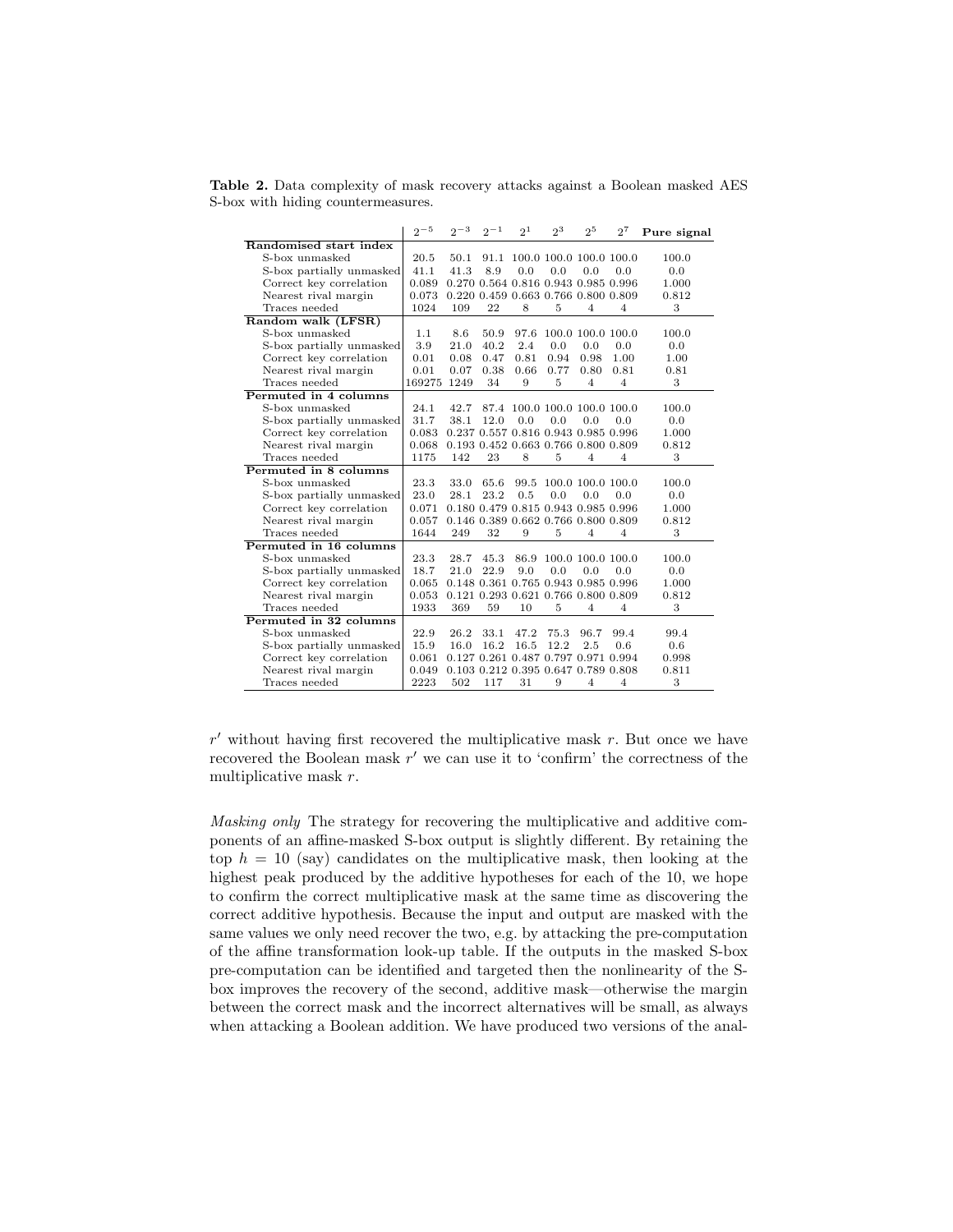**Table 2.** Data complexity of mask recovery attacks against a Boolean masked AES S-box with hiding countermeasures.

| | $2^{-5}$ | $2^{-3}$ | $2^{-1}$ | $2^{1}$ | $2^{3}$ | $2^{5}$ | $2^{7}$ | **Pure signal** |
|---|---|---|---|---|---|---|---|---|
| **Randomised start index** | | | | | | | | |
| S-box unmasked | 20.5 | 50.1 | 91.1 | 100.0 | 100.0 | 100.0 | 100.0 | 100.0 |
| S-box partially unmasked | 41.1 | 41.3 | 8.9 | 0.0 | 0.0 | 0.0 | 0.0 | 0.0 |
| Correct key correlation | 0.089 | 0.270 | 0.564 | 0.816 | 0.943 | 0.985 | 0.996 | 1.000 |
| Nearest rival margin | 0.073 | 0.220 | 0.459 | 0.663 | 0.766 | 0.800 | 0.809 | 0.812 |
| Traces needed | 1024 | 109 | 22 | 8 | 5 | 4 | 4 | 3 |
| **Random walk (LFSR)** | | | | | | | | |
| S-box unmasked | 1.1 | 8.6 | 50.9 | 97.6 | 100.0 | 100.0 | 100.0 | 100.0 |
| S-box partially unmasked | 3.9 | 21.0 | 40.2 | 2.4 | 0.0 | 0.0 | 0.0 | 0.0 |
| Correct key correlation | 0.01 | 0.08 | 0.47 | 0.81 | 0.94 | 0.98 | 1.00 | 1.00 |
| Nearest rival margin | 0.01 | 0.07 | 0.38 | 0.66 | 0.77 | 0.80 | 0.81 | 0.81 |
| Traces needed | 169275 | 1249 | 34 | 9 | 5 | 4 | 4 | 3 |
| **Permuted in 4 columns** | | | | | | | | |
| S-box unmasked | 24.1 | 42.7 | 87.4 | 100.0 | 100.0 | 100.0 | 100.0 | 100.0 |
| S-box partially unmasked | 31.7 | 38.1 | 12.0 | 0.0 | 0.0 | 0.0 | 0.0 | 0.0 |
| Correct key correlation | 0.083 | 0.237 | 0.557 | 0.816 | 0.943 | 0.985 | 0.996 | 1.000 |
| Nearest rival margin | 0.068 | 0.193 | 0.452 | 0.663 | 0.766 | 0.800 | 0.809 | 0.812 |
| Traces needed | 1175 | 142 | 23 | 8 | 5 | 4 | 4 | 3 |
| **Permuted in 8 columns** | | | | | | | | |
| S-box unmasked | 23.3 | 33.0 | 65.6 | 99.5 | 100.0 | 100.0 | 100.0 | 100.0 |
| S-box partially unmasked | 23.0 | 28.1 | 23.2 | 0.5 | 0.0 | 0.0 | 0.0 | 0.0 |
| Correct key correlation | 0.071 | 0.180 | 0.479 | 0.815 | 0.943 | 0.985 | 0.996 | 1.000 |
| Nearest rival margin | 0.057 | 0.146 | 0.389 | 0.662 | 0.766 | 0.800 | 0.809 | 0.812 |
| Traces needed | 1644 | 249 | 32 | 9 | 5 | 4 | 4 | 3 |
| **Permuted in 16 columns** | | | | | | | | |
| S-box unmasked | 23.3 | 28.7 | 45.3 | 86.9 | 100.0 | 100.0 | 100.0 | 100.0 |
| S-box partially unmasked | 18.7 | 21.0 | 22.9 | 9.0 | 0.0 | 0.0 | 0.0 | 0.0 |
| Correct key correlation | 0.065 | 0.148 | 0.361 | 0.765 | 0.943 | 0.985 | 0.996 | 1.000 |
| Nearest rival margin | 0.053 | 0.121 | 0.293 | 0.621 | 0.766 | 0.800 | 0.809 | 0.812 |
| Traces needed | 1933 | 369 | 59 | 10 | 5 | 4 | 4 | 3 |
| **Permuted in 32 columns** | | | | | | | | |
| S-box unmasked | 22.9 | 26.2 | 33.1 | 47.2 | 75.3 | 96.7 | 99.4 | 99.4 |
| S-box partially unmasked | 15.9 | 16.0 | 16.2 | 16.5 | 12.2 | 2.5 | 0.6 | 0.6 |
| Correct key correlation | 0.061 | 0.127 | 0.261 | 0.487 | 0.797 | 0.971 | 0.994 | 0.998 |
| Nearest rival margin | 0.049 | 0.103 | 0.212 | 0.395 | 0.647 | 0.789 | 0.808 | 0.811 |
| Traces needed | 2223 | 502 | 117 | 31 | 9 | 4 | 4 | 3 |

$r'$ without having first recovered the multiplicative mask $r$. But once we have recovered the Boolean mask $r'$ we can use it to 'confirm' the correctness of the multiplicative mask $r$.

*Masking only* The strategy for recovering the multiplicative and additive components of an affine-masked S-box output is slightly different. By retaining the top $h = 10$ (say) candidates on the multiplicative mask, then looking at the highest peak produced by the additive hypotheses for each of the 10, we hope to confirm the correct multiplicative mask at the same time as discovering the correct additive hypothesis. Because the input and output are masked with the same values we only need recover the two, e.g. by attacking the pre-computation of the affine transformation look-up table. If the outputs in the masked S-box pre-computation can be identified and targeted then the nonlinearity of the S-box improves the recovery of the second, additive mask—otherwise the margin between the correct mask and the incorrect alternatives will be small, as always when attacking a Boolean addition. We have produced two versions of the anal-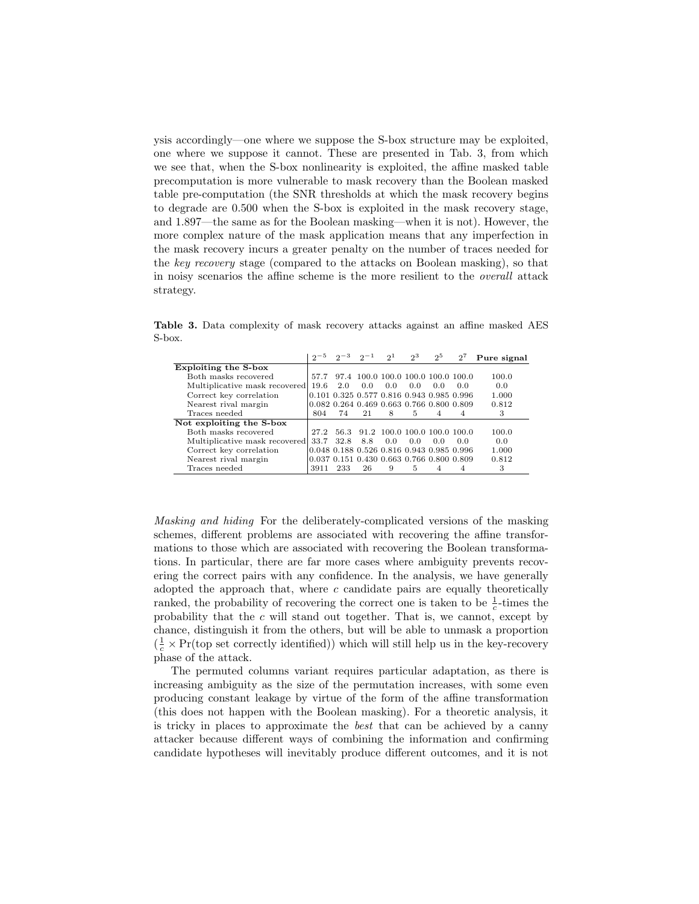ysis accordingly—one where we suppose the S-box structure may be exploited, one where we suppose it cannot. These are presented in Tab. 3, from which we see that, when the S-box nonlinearity is exploited, the affine masked table precomputation is more vulnerable to mask recovery than the Boolean masked table pre-computation (the SNR thresholds at which the mask recovery begins to degrade are 0.500 when the S-box is exploited in the mask recovery stage, and 1.897—the same as for the Boolean masking—when it is not). However, the more complex nature of the mask application means that any imperfection in the mask recovery incurs a greater penalty on the number of traces needed for the *key recovery* stage (compared to the attacks on Boolean masking), so that in noisy scenarios the affine scheme is the more resilient to the *overall* attack strategy.

**Table 3.** Data complexity of mask recovery attacks against an affine masked AES S-box.

| | $2^{-5}$ | $2^{-3}$ | $2^{-1}$ | $2^{1}$ | $2^{3}$ | $2^{5}$ | $2^{7}$ | **Pure signal** |
|---|---|---|---|---|---|---|---|---|
| **Exploiting the S-box** | | | | | | | | |
| Both masks recovered | 57.7 | 97.4 | 100.0 | 100.0 | 100.0 | 100.0 | 100.0 | 100.0 |
| Multiplicative mask recovered | 19.6 | 2.0 | 0.0 | 0.0 | 0.0 | 0.0 | 0.0 | 0.0 |
| Correct key correlation | 0.101 | 0.325 | 0.577 | 0.816 | 0.943 | 0.985 | 0.996 | 1.000 |
| Nearest rival margin | 0.082 | 0.264 | 0.469 | 0.663 | 0.766 | 0.800 | 0.809 | 0.812 |
| Traces needed | 804 | 74 | 21 | 8 | 5 | 4 | 4 | 3 |
| **Not exploiting the S-box** | | | | | | | | |
| Both masks recovered | 27.2 | 56.3 | 91.2 | 100.0 | 100.0 | 100.0 | 100.0 | 100.0 |
| Multiplicative mask recovered | 33.7 | 32.8 | 8.8 | 0.0 | 0.0 | 0.0 | 0.0 | 0.0 |
| Correct key correlation | 0.048 | 0.188 | 0.526 | 0.816 | 0.943 | 0.985 | 0.996 | 1.000 |
| Nearest rival margin | 0.037 | 0.151 | 0.430 | 0.663 | 0.766 | 0.800 | 0.809 | 0.812 |
| Traces needed | 3911 | 233 | 26 | 9 | 5 | 4 | 4 | 3 |

*Masking and hiding* For the deliberately-complicated versions of the masking schemes, different problems are associated with recovering the affine transformations to those which are associated with recovering the Boolean transformations. In particular, there are far more cases where ambiguity prevents recovering the correct pairs with any confidence. In the analysis, we have generally adopted the approach that, where $c$ candidate pairs are equally theoretically ranked, the probability of recovering the correct one is taken to be $\frac{1}{c}$-times the probability that the $c$ will stand out together. That is, we cannot, except by chance, distinguish it from the others, but will be able to unmask a proportion ($\frac{1}{c} \times \Pr(\text{top set correctly identified})$) which will still help us in the key-recovery phase of the attack.

The permuted columns variant requires particular adaptation, as there is increasing ambiguity as the size of the permutation increases, with some even producing constant leakage by virtue of the form of the affine transformation (this does not happen with the Boolean masking). For a theoretic analysis, it is tricky in places to approximate the *best* that can be achieved by a canny attacker because different ways of combining the information and confirming candidate hypotheses will inevitably produce different outcomes, and it is not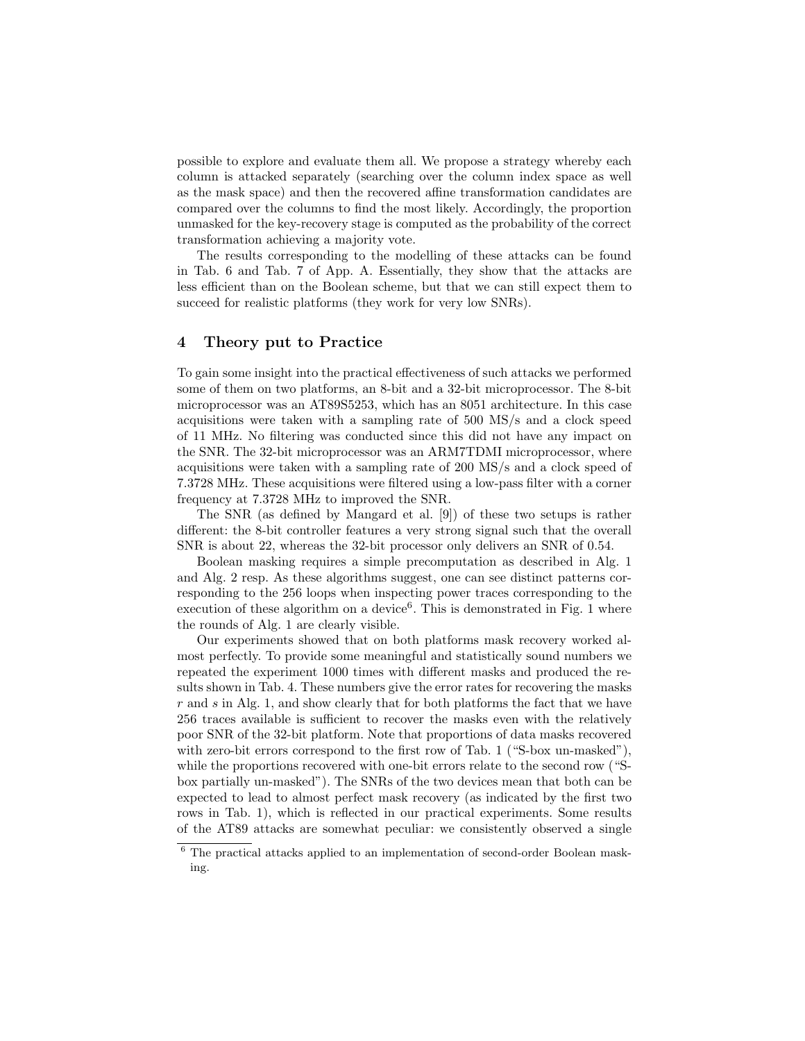possible to explore and evaluate them all. We propose a strategy whereby each column is attacked separately (searching over the column index space as well as the mask space) and then the recovered affine transformation candidates are compared over the columns to find the most likely. Accordingly, the proportion unmasked for the key-recovery stage is computed as the probability of the correct transformation achieving a majority vote.

The results corresponding to the modelling of these attacks can be found in Tab. 6 and Tab. 7 of App. A. Essentially, they show that the attacks are less efficient than on the Boolean scheme, but that we can still expect them to succeed for realistic platforms (they work for very low SNRs).

## 4 Theory put to Practice

To gain some insight into the practical effectiveness of such attacks we performed some of them on two platforms, an 8-bit and a 32-bit microprocessor. The 8-bit microprocessor was an AT89S5253, which has an 8051 architecture. In this case acquisitions were taken with a sampling rate of 500 MS/s and a clock speed of 11 MHz. No filtering was conducted since this did not have any impact on the SNR. The 32-bit microprocessor was an ARM7TDMI microprocessor, where acquisitions were taken with a sampling rate of 200 MS/s and a clock speed of 7.3728 MHz. These acquisitions were filtered using a low-pass filter with a corner frequency at 7.3728 MHz to improved the SNR.

The SNR (as defined by Mangard et al. [9]) of these two setups is rather different: the 8-bit controller features a very strong signal such that the overall SNR is about 22, whereas the 32-bit processor only delivers an SNR of 0.54.

Boolean masking requires a simple precomputation as described in Alg. 1 and Alg. 2 resp. As these algorithms suggest, one can see distinct patterns corresponding to the 256 loops when inspecting power traces corresponding to the execution of these algorithm on a device[6]. This is demonstrated in Fig. 1 where the rounds of Alg. 1 are clearly visible.

Our experiments showed that on both platforms mask recovery worked almost perfectly. To provide some meaningful and statistically sound numbers we repeated the experiment 1000 times with different masks and produced the results shown in Tab. 4. These numbers give the error rates for recovering the masks $r$ and $s$ in Alg. 1, and show clearly that for both platforms the fact that we have 256 traces available is sufficient to recover the masks even with the relatively poor SNR of the 32-bit platform. Note that proportions of data masks recovered with zero-bit errors correspond to the first row of Tab. 1 ("S-box un-masked"), while the proportions recovered with one-bit errors relate to the second row ("S-box partially un-masked"). The SNRs of the two devices mean that both can be expected to lead to almost perfect mask recovery (as indicated by the first two rows in Tab. 1), which is reflected in our practical experiments. Some results of the AT89 attacks are somewhat peculiar: we consistently observed a single

[6] The practical attacks applied to an implementation of second-order Boolean masking.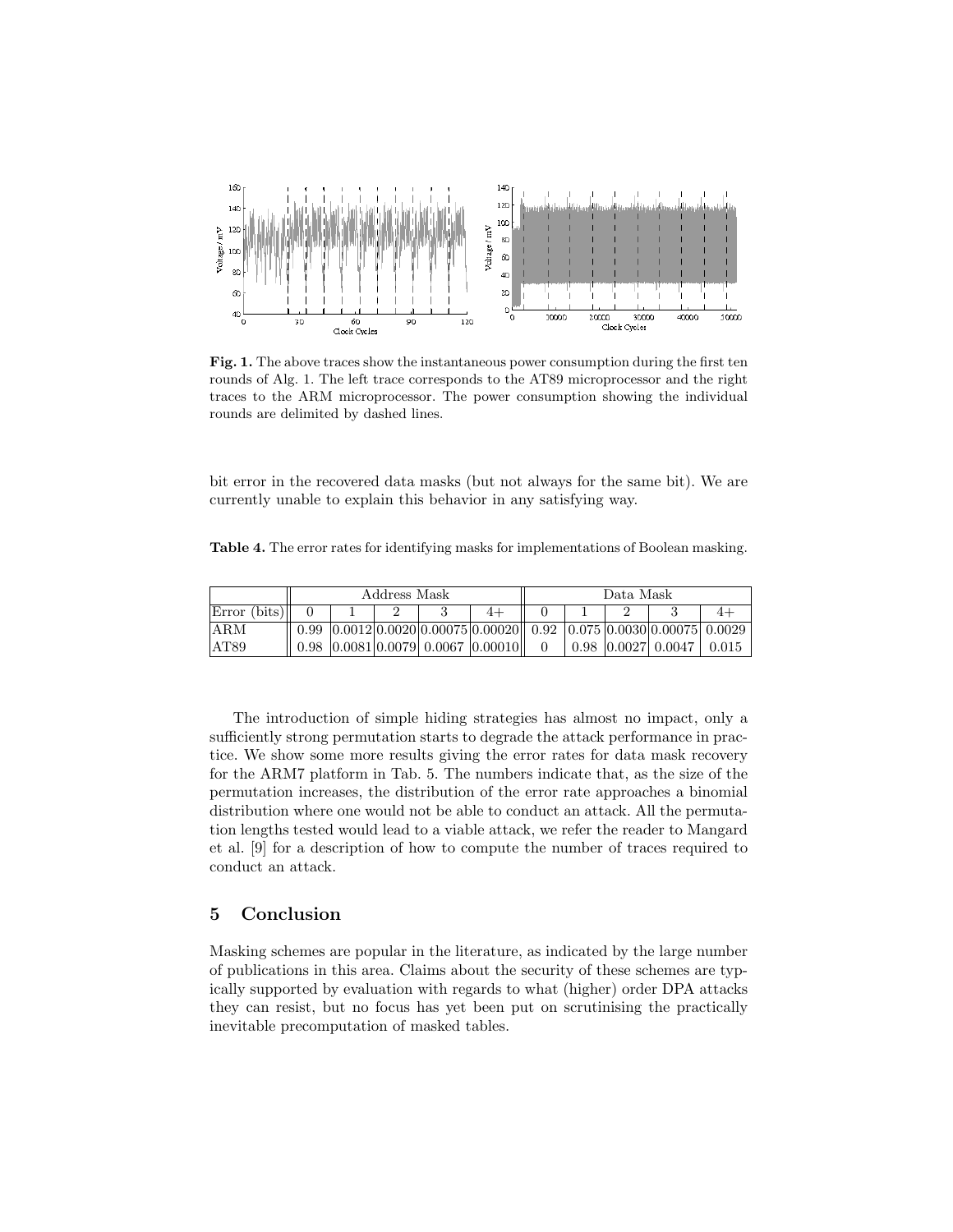**Fig. 1.** The above traces show the instantaneous power consumption during the first ten rounds of Alg. 1. The left trace corresponds to the AT89 microprocessor and the right traces to the ARM microprocessor. The power consumption showing the individual rounds are delimited by dashed lines.

bit error in the recovered data masks (but not always for the same bit). We are currently unable to explain this behavior in any satisfying way.

**Table 4.** The error rates for identifying masks for implementations of Boolean masking.

| | Address Mask | | | | | Data Mask | | | | |
|---|---|---|---|---|---|---|---|---|---|---|
| Error (bits) | 0 | 1 | 2 | 3 | 4+ | 0 | 1 | 2 | 3 | 4+ |
| ARM | 0.99 | 0.0012 | 0.0020 | 0.00075 | 0.00020 | 0.92 | 0.075 | 0.0030 | 0.00075 | 0.0029 |
| AT89 | 0.98 | 0.0081 | 0.0079 | 0.0067 | 0.00010 | 0 | 0.98 | 0.0027 | 0.0047 | 0.015 |

The introduction of simple hiding strategies has almost no impact, only a sufficiently strong permutation starts to degrade the attack performance in practice. We show some more results giving the error rates for data mask recovery for the ARM7 platform in Tab. 5. The numbers indicate that, as the size of the permutation increases, the distribution of the error rate approaches a binomial distribution where one would not be able to conduct an attack. All the permutation lengths tested would lead to a viable attack, we refer the reader to Mangard et al. [9] for a description of how to compute the number of traces required to conduct an attack.

## 5 Conclusion

Masking schemes are popular in the literature, as indicated by the large number of publications in this area. Claims about the security of these schemes are typically supported by evaluation with regards to what (higher) order DPA attacks they can resist, but no focus has yet been put on scrutinising the practically inevitable precomputation of masked tables.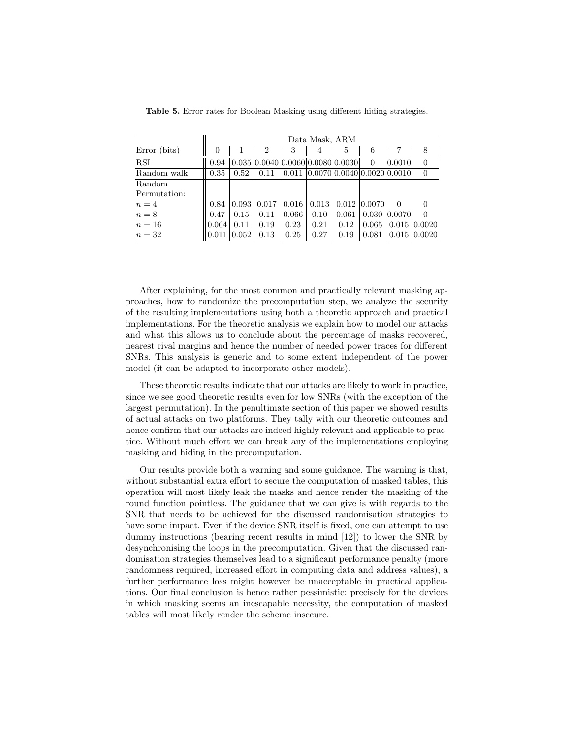**Table 5.** Error rates for Boolean Masking using different hiding strategies.

| | Data Mask, ARM | | | | | | | | |
|---|---|---|---|---|---|---|---|---|---|
| Error (bits) | 0 | 1 | 2 | 3 | 4 | 5 | 6 | 7 | 8 |
| RSI | 0.94 | 0.035 | 0.0040 | 0.0060 | 0.0080 | 0.0030 | 0 | 0.0010 | 0 |
| Random walk | 0.35 | 0.52 | 0.11 | 0.011 | 0.0070 | 0.0040 | 0.0020 | 0.0010 | 0 |
| Random Permutation: | | | | | | | | | |
| $n = 4$ | 0.84 | 0.093 | 0.017 | 0.016 | 0.013 | 0.012 | 0.0070 | 0 | 0 |
| $n = 8$ | 0.47 | 0.15 | 0.11 | 0.066 | 0.10 | 0.061 | 0.030 | 0.0070 | 0 |
| $n = 16$ | 0.064 | 0.11 | 0.19 | 0.23 | 0.21 | 0.12 | 0.065 | 0.015 | 0.0020 |
| $n = 32$ | 0.011 | 0.052 | 0.13 | 0.25 | 0.27 | 0.19 | 0.081 | 0.015 | 0.0020 |

After explaining, for the most common and practically relevant masking approaches, how to randomize the precomputation step, we analyze the security of the resulting implementations using both a theoretic approach and practical implementations. For the theoretic analysis we explain how to model our attacks and what this allows us to conclude about the percentage of masks recovered, nearest rival margins and hence the number of needed power traces for different SNRs. This analysis is generic and to some extent independent of the power model (it can be adapted to incorporate other models).

These theoretic results indicate that our attacks are likely to work in practice, since we see good theoretic results even for low SNRs (with the exception of the largest permutation). In the penultimate section of this paper we showed results of actual attacks on two platforms. They tally with our theoretic outcomes and hence confirm that our attacks are indeed highly relevant and applicable to practice. Without much effort we can break any of the implementations employing masking and hiding in the precomputation.

Our results provide both a warning and some guidance. The warning is that, without substantial extra effort to secure the computation of masked tables, this operation will most likely leak the masks and hence render the masking of the round function pointless. The guidance that we can give is with regards to the SNR that needs to be achieved for the discussed randomisation strategies to have some impact. Even if the device SNR itself is fixed, one can attempt to use dummy instructions (bearing recent results in mind [12]) to lower the SNR by desynchronising the loops in the precomputation. Given that the discussed randomisation strategies themselves lead to a significant performance penalty (more randomness required, increased effort in computing data and address values), a further performance loss might however be unacceptable in practical applications. Our final conclusion is hence rather pessimistic: precisely for the devices in which masking seems an inescapable necessity, the computation of masked tables will most likely render the scheme insecure.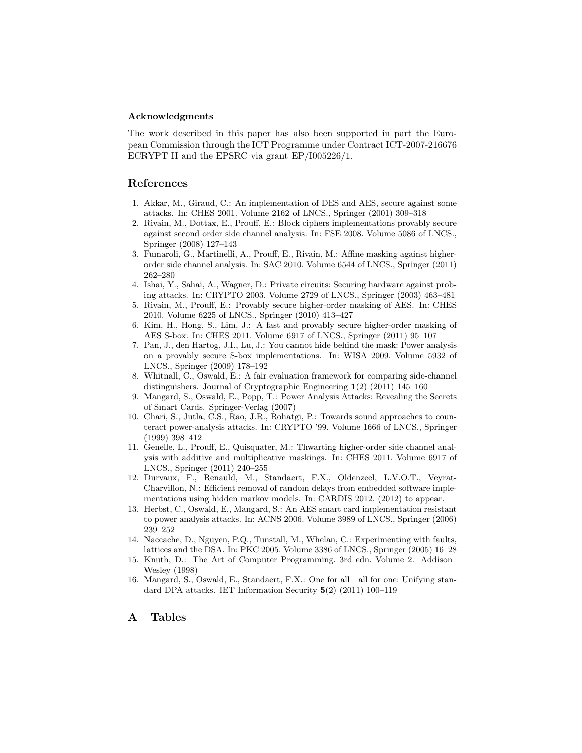**Acknowledgments**

The work described in this paper has also been supported in part the European Commission through the ICT Programme under Contract ICT-2007-216676 ECRYPT II and the EPSRC via grant EP/I005226/1.

## References

1. Akkar, M., Giraud, C.: An implementation of DES and AES, secure against some attacks. In: CHES 2001. Volume 2162 of LNCS., Springer (2001) 309–318
2. Rivain, M., Dottax, E., Prouff, E.: Block ciphers implementations provably secure against second order side channel analysis. In: FSE 2008. Volume 5086 of LNCS., Springer (2008) 127–143
3. Fumaroli, G., Martinelli, A., Prouff, E., Rivain, M.: Affine masking against higher-order side channel analysis. In: SAC 2010. Volume 6544 of LNCS., Springer (2011) 262–280
4. Ishai, Y., Sahai, A., Wagner, D.: Private circuits: Securing hardware against probing attacks. In: CRYPTO 2003. Volume 2729 of LNCS., Springer (2003) 463–481
5. Rivain, M., Prouff, E.: Provably secure higher-order masking of AES. In: CHES 2010. Volume 6225 of LNCS., Springer (2010) 413–427
6. Kim, H., Hong, S., Lim, J.: A fast and provably secure higher-order masking of AES S-box. In: CHES 2011. Volume 6917 of LNCS., Springer (2011) 95–107
7. Pan, J., den Hartog, J.I., Lu, J.: You cannot hide behind the mask: Power analysis on a provably secure S-box implementations. In: WISA 2009. Volume 5932 of LNCS., Springer (2009) 178–192
8. Whitnall, C., Oswald, E.: A fair evaluation framework for comparing side-channel distinguishers. Journal of Cryptographic Engineering **1**(2) (2011) 145–160
9. Mangard, S., Oswald, E., Popp, T.: Power Analysis Attacks: Revealing the Secrets of Smart Cards. Springer-Verlag (2007)
10. Chari, S., Jutla, C.S., Rao, J.R., Rohatgi, P.: Towards sound approaches to counteract power-analysis attacks. In: CRYPTO '99. Volume 1666 of LNCS., Springer (1999) 398–412
11. Genelle, L., Prouff, E., Quisquater, M.: Thwarting higher-order side channel analysis with additive and multiplicative maskings. In: CHES 2011. Volume 6917 of LNCS., Springer (2011) 240–255
12. Durvaux, F., Renauld, M., Standaert, F.X., Oldenzeel, L.V.O.T., Veyrat-Charvillon, N.: Efficient removal of random delays from embedded software implementations using hidden markov models. In: CARDIS 2012. (2012) to appear.
13. Herbst, C., Oswald, E., Mangard, S.: An AES smart card implementation resistant to power analysis attacks. In: ACNS 2006. Volume 3989 of LNCS., Springer (2006) 239–252
14. Naccache, D., Nguyen, P.Q., Tunstall, M., Whelan, C.: Experimenting with faults, lattices and the DSA. In: PKC 2005. Volume 3386 of LNCS., Springer (2005) 16–28
15. Knuth, D.: The Art of Computer Programming. 3rd edn. Volume 2. Addison–Wesley (1998)
16. Mangard, S., Oswald, E., Standaert, F.X.: One for all—all for one: Unifying standard DPA attacks. IET Information Security **5**(2) (2011) 100–119

## A Tables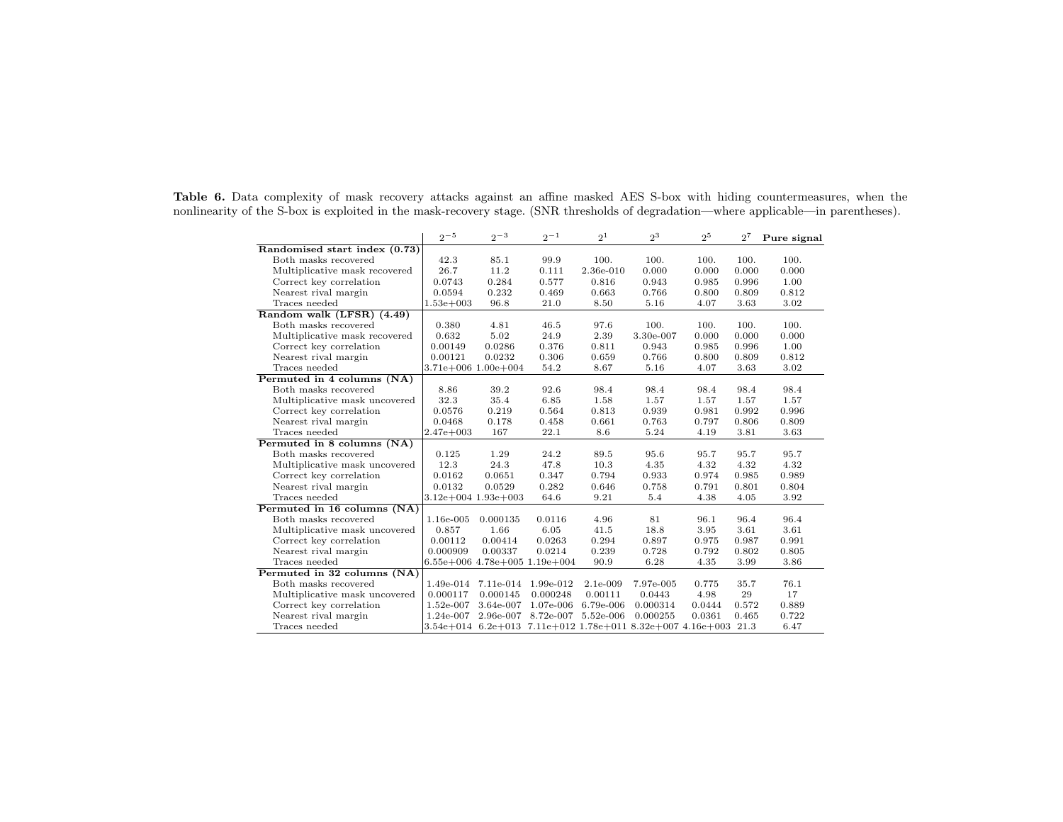**Table 6.** Data complexity of mask recovery attacks against an affine masked AES S-box with hiding countermeasures, when the nonlinearity of the S-box is exploited in the mask-recovery stage. (SNR thresholds of degradation—where applicable—in parentheses).

| | $2^{-5}$ | $2^{-3}$ | $2^{-1}$ | $2^{1}$ | $2^{3}$ | $2^{5}$ | $2^{7}$ | **Pure signal** |
|---|---|---|---|---|---|---|---|---|
| **Randomised start index (0.73)** | | | | | | | | |
| Both masks recovered | 42.3 | 85.1 | 99.9 | 100. | 100. | 100. | 100. | 100. |
| Multiplicative mask recovered | 26.7 | 11.2 | 0.111 | 2.36e-010 | 0.000 | 0.000 | 0.000 | 0.000 |
| Correct key correlation | 0.0743 | 0.284 | 0.577 | 0.816 | 0.943 | 0.985 | 0.996 | 1.00 |
| Nearest rival margin | 0.0594 | 0.232 | 0.469 | 0.663 | 0.766 | 0.800 | 0.809 | 0.812 |
| Traces needed | 1.53e+003 | 96.8 | 21.0 | 8.50 | 5.16 | 4.07 | 3.63 | 3.02 |
| **Random walk (LFSR) (4.49)** | | | | | | | | |
| Both masks recovered | 0.380 | 4.81 | 46.5 | 97.6 | 100. | 100. | 100. | 100. |
| Multiplicative mask recovered | 0.632 | 5.02 | 24.9 | 2.39 | 3.30e-007 | 0.000 | 0.000 | 0.000 |
| Correct key correlation | 0.00149 | 0.0286 | 0.376 | 0.811 | 0.943 | 0.985 | 0.996 | 1.00 |
| Nearest rival margin | 0.00121 | 0.0232 | 0.306 | 0.659 | 0.766 | 0.800 | 0.809 | 0.812 |
| Traces needed | 3.71e+006 | 1.00e+004 | 54.2 | 8.67 | 5.16 | 4.07 | 3.63 | 3.02 |
| **Permuted in 4 columns (NA)** | | | | | | | | |
| Both masks recovered | 8.86 | 39.2 | 92.6 | 98.4 | 98.4 | 98.4 | 98.4 | 98.4 |
| Multiplicative mask uncovered | 32.3 | 35.4 | 6.85 | 1.58 | 1.57 | 1.57 | 1.57 | 1.57 |
| Correct key correlation | 0.0576 | 0.219 | 0.564 | 0.813 | 0.939 | 0.981 | 0.992 | 0.996 |
| Nearest rival margin | 0.0468 | 0.178 | 0.458 | 0.661 | 0.763 | 0.797 | 0.806 | 0.809 |
| Traces needed | 2.47e+003 | 167 | 22.1 | 8.6 | 5.24 | 4.19 | 3.81 | 3.63 |
| **Permuted in 8 columns (NA)** | | | | | | | | |
| Both masks recovered | 0.125 | 1.29 | 24.2 | 89.5 | 95.6 | 95.7 | 95.7 | 95.7 |
| Multiplicative mask uncovered | 12.3 | 24.3 | 47.8 | 10.3 | 4.35 | 4.32 | 4.32 | 4.32 |
| Correct key correlation | 0.0162 | 0.0651 | 0.347 | 0.794 | 0.933 | 0.974 | 0.985 | 0.989 |
| Nearest rival margin | 0.0132 | 0.0529 | 0.282 | 0.646 | 0.758 | 0.791 | 0.801 | 0.804 |
| Traces needed | 3.12e+004 | 1.93e+003 | 64.6 | 9.21 | 5.4 | 4.38 | 4.05 | 3.92 |
| **Permuted in 16 columns (NA)** | | | | | | | | |
| Both masks recovered | 1.16e-005 | 0.000135 | 0.0116 | 4.96 | 81 | 96.1 | 96.4 | 96.4 |
| Multiplicative mask uncovered | 0.857 | 1.66 | 6.05 | 41.5 | 18.8 | 3.95 | 3.61 | 3.61 |
| Correct key correlation | 0.00112 | 0.00414 | 0.0263 | 0.294 | 0.897 | 0.975 | 0.987 | 0.991 |
| Nearest rival margin | 0.000909 | 0.00337 | 0.0214 | 0.239 | 0.728 | 0.792 | 0.802 | 0.805 |
| Traces needed | 6.55e+006 | 4.78e+005 | 1.19e+004 | 90.9 | 6.28 | 4.35 | 3.99 | 3.86 |
| **Permuted in 32 columns (NA)** | | | | | | | | |
| Both masks recovered | 1.49e-014 | 7.11e-014 | 1.99e-012 | 2.1e-009 | 7.97e-005 | 0.775 | 35.7 | 76.1 |
| Multiplicative mask uncovered | 0.000117 | 0.000145 | 0.000248 | 0.00111 | 0.0443 | 4.98 | 29 | 17 |
| Correct key correlation | 1.52e-007 | 3.64e-007 | 1.07e-006 | 6.79e-006 | 0.000314 | 0.0444 | 0.572 | 0.889 |
| Nearest rival margin | 1.24e-007 | 2.96e-007 | 8.72e-007 | 5.52e-006 | 0.000255 | 0.0361 | 0.465 | 0.722 |
| Traces needed | 3.54e+014 | 6.2e+013 | 7.11e+012 | 1.78e+011 | 8.32e+007 | 4.16e+003 | 21.3 | 6.47 |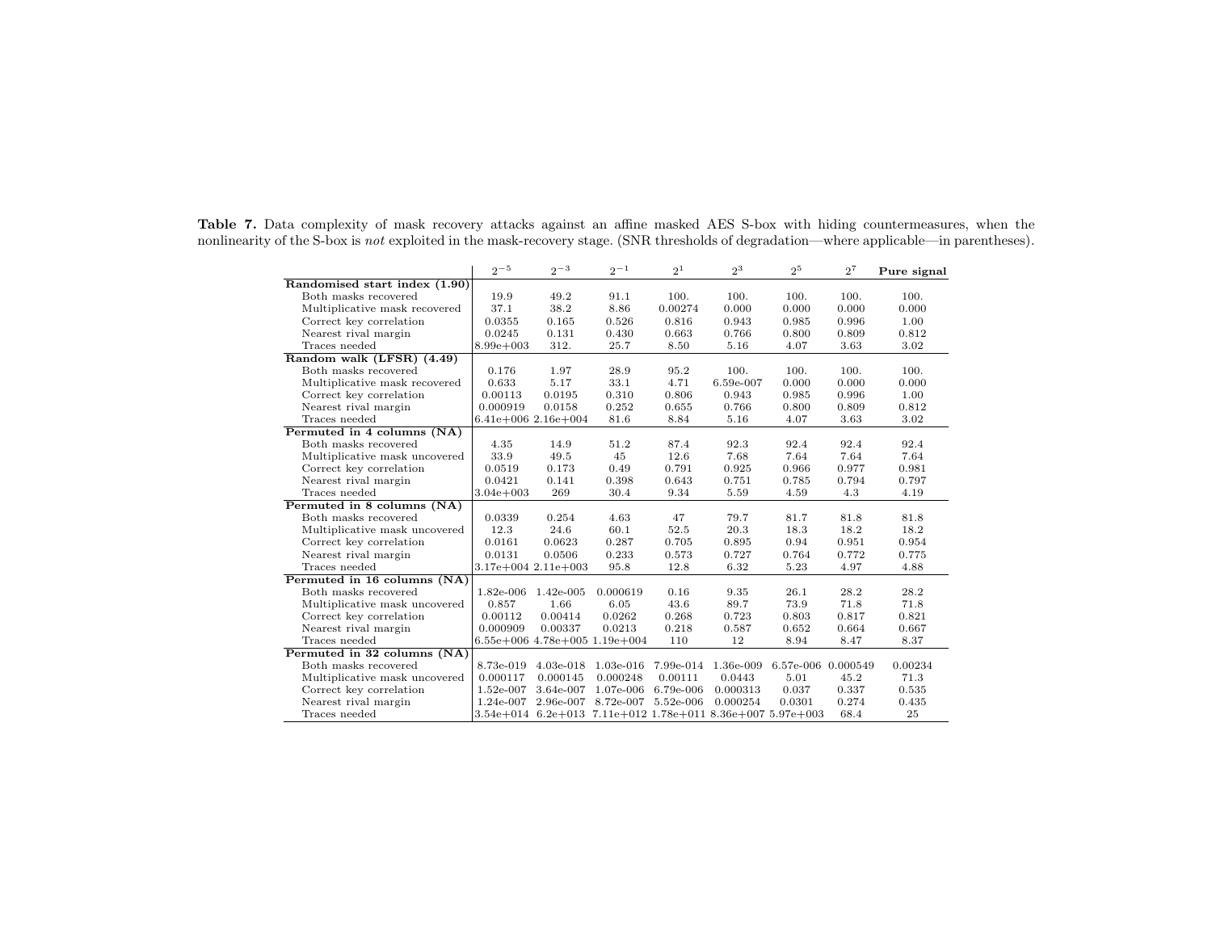**Table 7.** Data complexity of mask recovery attacks against an affine masked AES S-box with hiding countermeasures, when the nonlinearity of the S-box is *not* exploited in the mask-recovery stage. (SNR thresholds of degradation—where applicable—in parentheses).

| | $2^{-5}$ | $2^{-3}$ | $2^{-1}$ | $2^{1}$ | $2^{3}$ | $2^{5}$ | $2^{7}$ | **Pure signal** |
|---|---|---|---|---|---|---|---|---|
| **Randomised start index (1.90)** | | | | | | | | |
| Both masks recovered | 19.9 | 49.2 | 91.1 | 100. | 100. | 100. | 100. | 100. |
| Multiplicative mask recovered | 37.1 | 38.2 | 8.86 | 0.00274 | 0.000 | 0.000 | 0.000 | 0.000 |
| Correct key correlation | 0.0355 | 0.165 | 0.526 | 0.816 | 0.943 | 0.985 | 0.996 | 1.00 |
| Nearest rival margin | 0.0245 | 0.131 | 0.430 | 0.663 | 0.766 | 0.800 | 0.809 | 0.812 |
| Traces needed | 8.99e+003 | 312. | 25.7 | 8.50 | 5.16 | 4.07 | 3.63 | 3.02 |
| **Random walk (LFSR) (4.49)** | | | | | | | | |
| Both masks recovered | 0.176 | 1.97 | 28.9 | 95.2 | 100. | 100. | 100. | 100. |
| Multiplicative mask recovered | 0.633 | 5.17 | 33.1 | 4.71 | 6.59e-007 | 0.000 | 0.000 | 0.000 |
| Correct key correlation | 0.00113 | 0.0195 | 0.310 | 0.806 | 0.943 | 0.985 | 0.996 | 1.00 |
| Nearest rival margin | 0.000919 | 0.0158 | 0.252 | 0.655 | 0.766 | 0.800 | 0.809 | 0.812 |
| Traces needed | 6.41e+006 | 2.16e+004 | 81.6 | 8.84 | 5.16 | 4.07 | 3.63 | 3.02 |
| **Permuted in 4 columns (NA)** | | | | | | | | |
| Both masks recovered | 4.35 | 14.9 | 51.2 | 87.4 | 92.3 | 92.4 | 92.4 | 92.4 |
| Multiplicative mask uncovered | 33.9 | 49.5 | 45 | 12.6 | 7.68 | 7.64 | 7.64 | 7.64 |
| Correct key correlation | 0.0519 | 0.173 | 0.49 | 0.791 | 0.925 | 0.966 | 0.977 | 0.981 |
| Nearest rival margin | 0.0421 | 0.141 | 0.398 | 0.643 | 0.751 | 0.785 | 0.794 | 0.797 |
| Traces needed | 3.04e+003 | 269 | 30.4 | 9.34 | 5.59 | 4.59 | 4.3 | 4.19 |
| **Permuted in 8 columns (NA)** | | | | | | | | |
| Both masks recovered | 0.0339 | 0.254 | 4.63 | 47 | 79.7 | 81.7 | 81.8 | 81.8 |
| Multiplicative mask uncovered | 12.3 | 24.6 | 60.1 | 52.5 | 20.3 | 18.3 | 18.2 | 18.2 |
| Correct key correlation | 0.0161 | 0.0623 | 0.287 | 0.705 | 0.895 | 0.94 | 0.951 | 0.954 |
| Nearest rival margin | 0.0131 | 0.0506 | 0.233 | 0.573 | 0.727 | 0.764 | 0.772 | 0.775 |
| Traces needed | 3.17e+004 | 2.11e+003 | 95.8 | 12.8 | 6.32 | 5.23 | 4.97 | 4.88 |
| **Permuted in 16 columns (NA)** | | | | | | | | |
| Both masks recovered | 1.82e-006 | 1.42e-005 | 0.000619 | 0.16 | 9.35 | 26.1 | 28.2 | 28.2 |
| Multiplicative mask uncovered | 0.857 | 1.66 | 6.05 | 43.6 | 89.7 | 73.9 | 71.8 | 71.8 |
| Correct key correlation | 0.00112 | 0.00414 | 0.0262 | 0.268 | 0.723 | 0.803 | 0.817 | 0.821 |
| Nearest rival margin | 0.000909 | 0.00337 | 0.0213 | 0.218 | 0.587 | 0.652 | 0.664 | 0.667 |
| Traces needed | 6.55e+006 | 4.78e+005 | 1.19e+004 | 110 | 12 | 8.94 | 8.47 | 8.37 |
| **Permuted in 32 columns (NA)** | | | | | | | | |
| Both masks recovered | 8.73e-019 | 4.03e-018 | 1.03e-016 | 7.99e-014 | 1.36e-009 | 6.57e-006 | 0.000549 | 0.00234 |
| Multiplicative mask uncovered | 0.000117 | 0.000145 | 0.000248 | 0.00111 | 0.0443 | 5.01 | 45.2 | 71.3 |
| Correct key correlation | 1.52e-007 | 3.64e-007 | 1.07e-006 | 6.79e-006 | 0.000313 | 0.037 | 0.337 | 0.535 |
| Nearest rival margin | 1.24e-007 | 2.96e-007 | 8.72e-007 | 5.52e-006 | 0.000254 | 0.0301 | 0.274 | 0.435 |
| Traces needed | 3.54e+014 | 6.2e+013 | 7.11e+012 | 1.78e+011 | 8.36e+007 | 5.97e+003 | 68.4 | 25 |